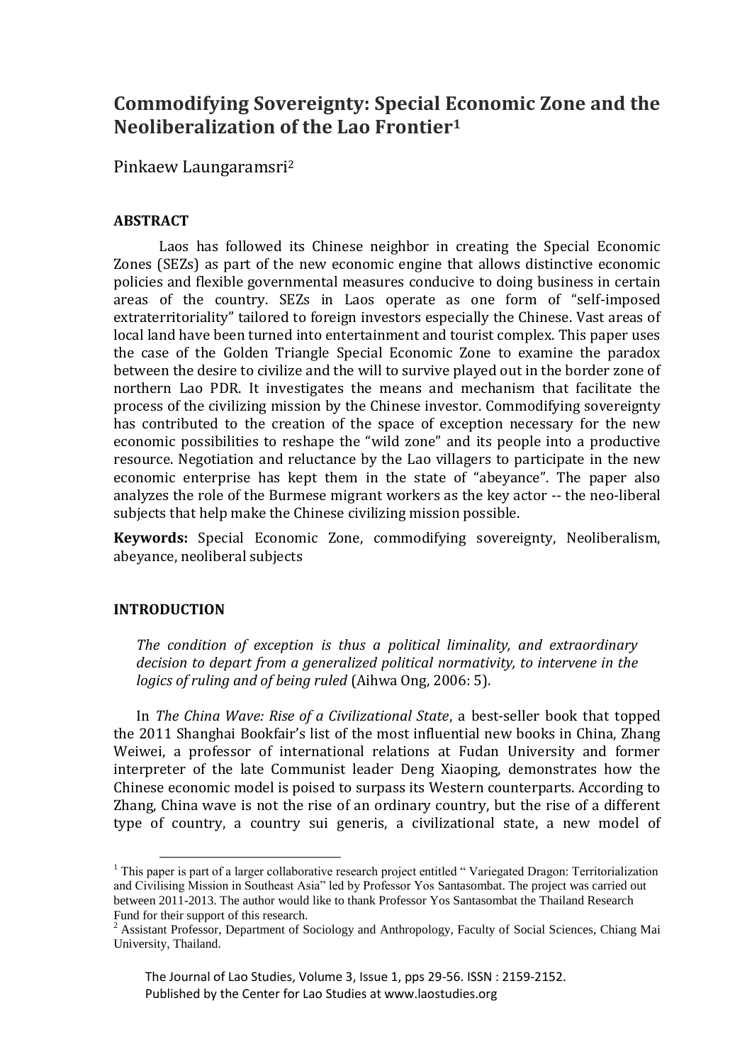# Commodifying Sovereignty: Special Economic Zone and the Neoliberalization of the Lao Frontier[1]

Pinkaew Laungaramsri[2]

## ABSTRACT

Laos has followed its Chinese neighbor in creating the Special Economic Zones (SEZs) as part of the new economic engine that allows distinctive economic policies and flexible governmental measures conducive to doing business in certain areas of the country. SEZs in Laos operate as one form of "self-imposed extraterritoriality" tailored to foreign investors especially the Chinese. Vast areas of local land have been turned into entertainment and tourist complex. This paper uses the case of the Golden Triangle Special Economic Zone to examine the paradox between the desire to civilize and the will to survive played out in the border zone of northern Lao PDR. It investigates the means and mechanism that facilitate the process of the civilizing mission by the Chinese investor. Commodifying sovereignty has contributed to the creation of the space of exception necessary for the new economic possibilities to reshape the "wild zone" and its people into a productive resource. Negotiation and reluctance by the Lao villagers to participate in the new economic enterprise has kept them in the state of "abeyance". The paper also analyzes the role of the Burmese migrant workers as the key actor -- the neo-liberal subjects that help make the Chinese civilizing mission possible.

**Keywords:** Special Economic Zone, commodifying sovereignty, Neoliberalism, abeyance, neoliberal subjects

## INTRODUCTION

> *The condition of exception is thus a political liminality, and extraordinary decision to depart from a generalized political normativity, to intervene in the logics of ruling and of being ruled* (Aihwa Ong, 2006: 5).

In *The China Wave: Rise of a Civilizational State*, a best-seller book that topped the 2011 Shanghai Bookfair's list of the most influential new books in China, Zhang Weiwei, a professor of international relations at Fudan University and former interpreter of the late Communist leader Deng Xiaoping, demonstrates how the Chinese economic model is poised to surpass its Western counterparts. According to Zhang, China wave is not the rise of an ordinary country, but the rise of a different type of country, a country sui generis, a civilizational state, a new model of

---

[1] This paper is part of a larger collaborative research project entitled " Variegated Dragon: Territorialization and Civilising Mission in Southeast Asia" led by Professor Yos Santasombat. The project was carried out between 2011-2013. The author would like to thank Professor Yos Santasombat the Thailand Research Fund for their support of this research.

[2] Assistant Professor, Department of Sociology and Anthropology, Faculty of Social Sciences, Chiang Mai University, Thailand.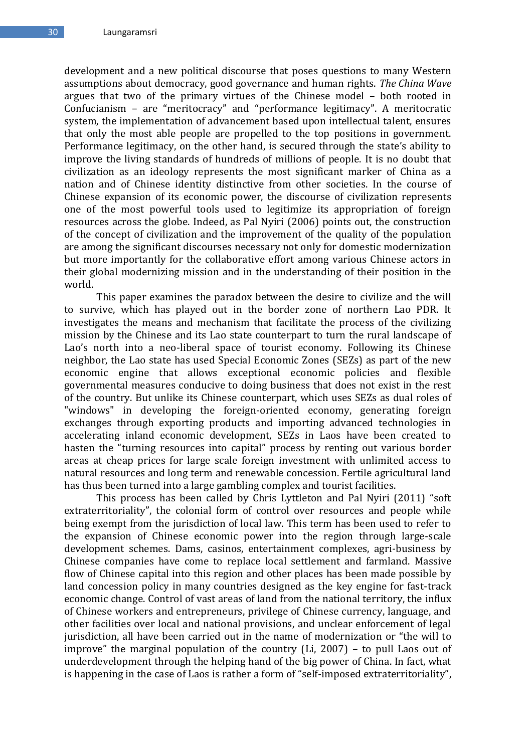development and a new political discourse that poses questions to many Western assumptions about democracy, good governance and human rights. *The China Wave* argues that two of the primary virtues of the Chinese model – both rooted in Confucianism – are "meritocracy" and "performance legitimacy". A meritocratic system, the implementation of advancement based upon intellectual talent, ensures that only the most able people are propelled to the top positions in government. Performance legitimacy, on the other hand, is secured through the state's ability to improve the living standards of hundreds of millions of people. It is no doubt that civilization as an ideology represents the most significant marker of China as a nation and of Chinese identity distinctive from other societies. In the course of Chinese expansion of its economic power, the discourse of civilization represents one of the most powerful tools used to legitimize its appropriation of foreign resources across the globe. Indeed, as Pal Nyiri (2006) points out, the construction of the concept of civilization and the improvement of the quality of the population are among the significant discourses necessary not only for domestic modernization but more importantly for the collaborative effort among various Chinese actors in their global modernizing mission and in the understanding of their position in the world.

This paper examines the paradox between the desire to civilize and the will to survive, which has played out in the border zone of northern Lao PDR. It investigates the means and mechanism that facilitate the process of the civilizing mission by the Chinese and its Lao state counterpart to turn the rural landscape of Lao's north into a neo-liberal space of tourist economy. Following its Chinese neighbor, the Lao state has used Special Economic Zones (SEZs) as part of the new economic engine that allows exceptional economic policies and flexible governmental measures conducive to doing business that does not exist in the rest of the country. But unlike its Chinese counterpart, which uses SEZs as dual roles of "windows" in developing the foreign-oriented economy, generating foreign exchanges through exporting products and importing advanced technologies in accelerating inland economic development, SEZs in Laos have been created to hasten the "turning resources into capital" process by renting out various border areas at cheap prices for large scale foreign investment with unlimited access to natural resources and long term and renewable concession. Fertile agricultural land has thus been turned into a large gambling complex and tourist facilities.

This process has been called by Chris Lyttleton and Pal Nyiri (2011) "soft extraterritoriality", the colonial form of control over resources and people while being exempt from the jurisdiction of local law. This term has been used to refer to the expansion of Chinese economic power into the region through large-scale development schemes. Dams, casinos, entertainment complexes, agri-business by Chinese companies have come to replace local settlement and farmland. Massive flow of Chinese capital into this region and other places has been made possible by land concession policy in many countries designed as the key engine for fast-track economic change. Control of vast areas of land from the national territory, the influx of Chinese workers and entrepreneurs, privilege of Chinese currency, language, and other facilities over local and national provisions, and unclear enforcement of legal jurisdiction, all have been carried out in the name of modernization or "the will to improve" the marginal population of the country (Li, 2007) – to pull Laos out of underdevelopment through the helping hand of the big power of China. In fact, what is happening in the case of Laos is rather a form of "self-imposed extraterritoriality",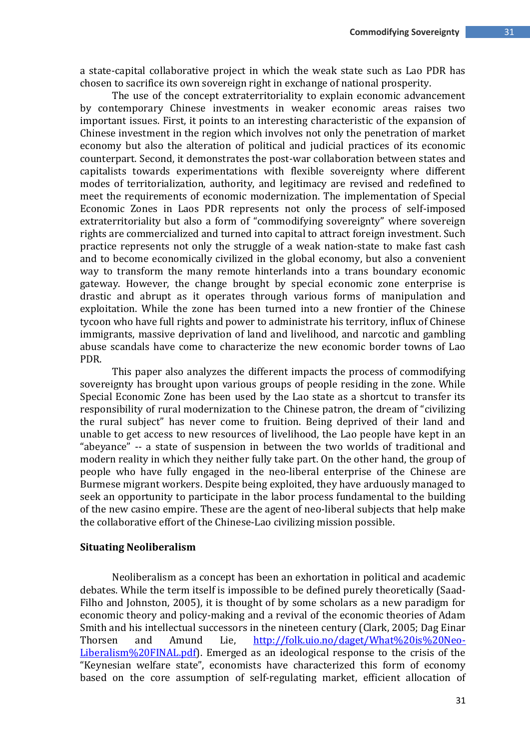a state-capital collaborative project in which the weak state such as Lao PDR has chosen to sacrifice its own sovereign right in exchange of national prosperity.

The use of the concept extraterritoriality to explain economic advancement by contemporary Chinese investments in weaker economic areas raises two important issues. First, it points to an interesting characteristic of the expansion of Chinese investment in the region which involves not only the penetration of market economy but also the alteration of political and judicial practices of its economic counterpart. Second, it demonstrates the post-war collaboration between states and capitalists towards experimentations with flexible sovereignty where different modes of territorialization, authority, and legitimacy are revised and redefined to meet the requirements of economic modernization. The implementation of Special Economic Zones in Laos PDR represents not only the process of self-imposed extraterritoriality but also a form of "commodifying sovereignty" where sovereign rights are commercialized and turned into capital to attract foreign investment. Such practice represents not only the struggle of a weak nation-state to make fast cash and to become economically civilized in the global economy, but also a convenient way to transform the many remote hinterlands into a trans boundary economic gateway. However, the change brought by special economic zone enterprise is drastic and abrupt as it operates through various forms of manipulation and exploitation. While the zone has been turned into a new frontier of the Chinese tycoon who have full rights and power to administrate his territory, influx of Chinese immigrants, massive deprivation of land and livelihood, and narcotic and gambling abuse scandals have come to characterize the new economic border towns of Lao PDR.

This paper also analyzes the different impacts the process of commodifying sovereignty has brought upon various groups of people residing in the zone. While Special Economic Zone has been used by the Lao state as a shortcut to transfer its responsibility of rural modernization to the Chinese patron, the dream of "civilizing the rural subject" has never come to fruition. Being deprived of their land and unable to get access to new resources of livelihood, the Lao people have kept in an "abeyance" -- a state of suspension in between the two worlds of traditional and modern reality in which they neither fully take part. On the other hand, the group of people who have fully engaged in the neo-liberal enterprise of the Chinese are Burmese migrant workers. Despite being exploited, they have arduously managed to seek an opportunity to participate in the labor process fundamental to the building of the new casino empire. These are the agent of neo-liberal subjects that help make the collaborative effort of the Chinese-Lao civilizing mission possible.

## Situating Neoliberalism

Neoliberalism as a concept has been an exhortation in political and academic debates. While the term itself is impossible to be defined purely theoretically (Saad-Filho and Johnston, 2005), it is thought of by some scholars as a new paradigm for economic theory and policy-making and a revival of the economic theories of Adam Smith and his intellectual successors in the nineteen century (Clark, 2005; Dag Einar Thorsen and Amund Lie, http://folk.uio.no/daget/What%20is%20Neo-Liberalism%20FINAL.pdf). Emerged as an ideological response to the crisis of the "Keynesian welfare state", economists have characterized this form of economy based on the core assumption of self-regulating market, efficient allocation of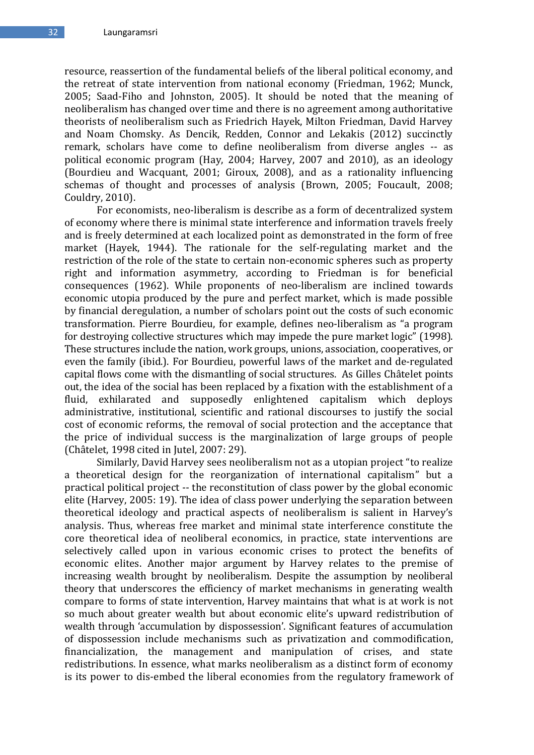resource, reassertion of the fundamental beliefs of the liberal political economy, and the retreat of state intervention from national economy (Friedman, 1962; Munck, 2005; Saad-Fiho and Johnston, 2005). It should be noted that the meaning of neoliberalism has changed over time and there is no agreement among authoritative theorists of neoliberalism such as Friedrich Hayek, Milton Friedman, David Harvey and Noam Chomsky. As Dencik, Redden, Connor and Lekakis (2012) succinctly remark, scholars have come to define neoliberalism from diverse angles -- as political economic program (Hay, 2004; Harvey, 2007 and 2010), as an ideology (Bourdieu and Wacquant, 2001; Giroux, 2008), and as a rationality influencing schemas of thought and processes of analysis (Brown, 2005; Foucault, 2008; Couldry, 2010).

For economists, neo-liberalism is describe as a form of decentralized system of economy where there is minimal state interference and information travels freely and is freely determined at each localized point as demonstrated in the form of free market (Hayek, 1944). The rationale for the self-regulating market and the restriction of the role of the state to certain non-economic spheres such as property right and information asymmetry, according to Friedman is for beneficial consequences (1962). While proponents of neo-liberalism are inclined towards economic utopia produced by the pure and perfect market, which is made possible by financial deregulation, a number of scholars point out the costs of such economic transformation. Pierre Bourdieu, for example, defines neo-liberalism as "a program for destroying collective structures which may impede the pure market logic" (1998). These structures include the nation, work groups, unions, association, cooperatives, or even the family (ibid.). For Bourdieu, powerful laws of the market and de-regulated capital flows come with the dismantling of social structures. As Gilles Châtelet points out, the idea of the social has been replaced by a fixation with the establishment of a fluid, exhilarated and supposedly enlightened capitalism which deploys administrative, institutional, scientific and rational discourses to justify the social cost of economic reforms, the removal of social protection and the acceptance that the price of individual success is the marginalization of large groups of people (Châtelet, 1998 cited in Jutel, 2007: 29).

Similarly, David Harvey sees neoliberalism not as a utopian project "to realize a theoretical design for the reorganization of international capitalism" but a practical political project -- the reconstitution of class power by the global economic elite (Harvey, 2005: 19). The idea of class power underlying the separation between theoretical ideology and practical aspects of neoliberalism is salient in Harvey's analysis. Thus, whereas free market and minimal state interference constitute the core theoretical idea of neoliberal economics, in practice, state interventions are selectively called upon in various economic crises to protect the benefits of economic elites. Another major argument by Harvey relates to the premise of increasing wealth brought by neoliberalism. Despite the assumption by neoliberal theory that underscores the efficiency of market mechanisms in generating wealth compare to forms of state intervention, Harvey maintains that what is at work is not so much about greater wealth but about economic elite's upward redistribution of wealth through 'accumulation by dispossession'. Significant features of accumulation of dispossession include mechanisms such as privatization and commodification, financialization, the management and manipulation of crises, and state redistributions. In essence, what marks neoliberalism as a distinct form of economy is its power to dis-embed the liberal economies from the regulatory framework of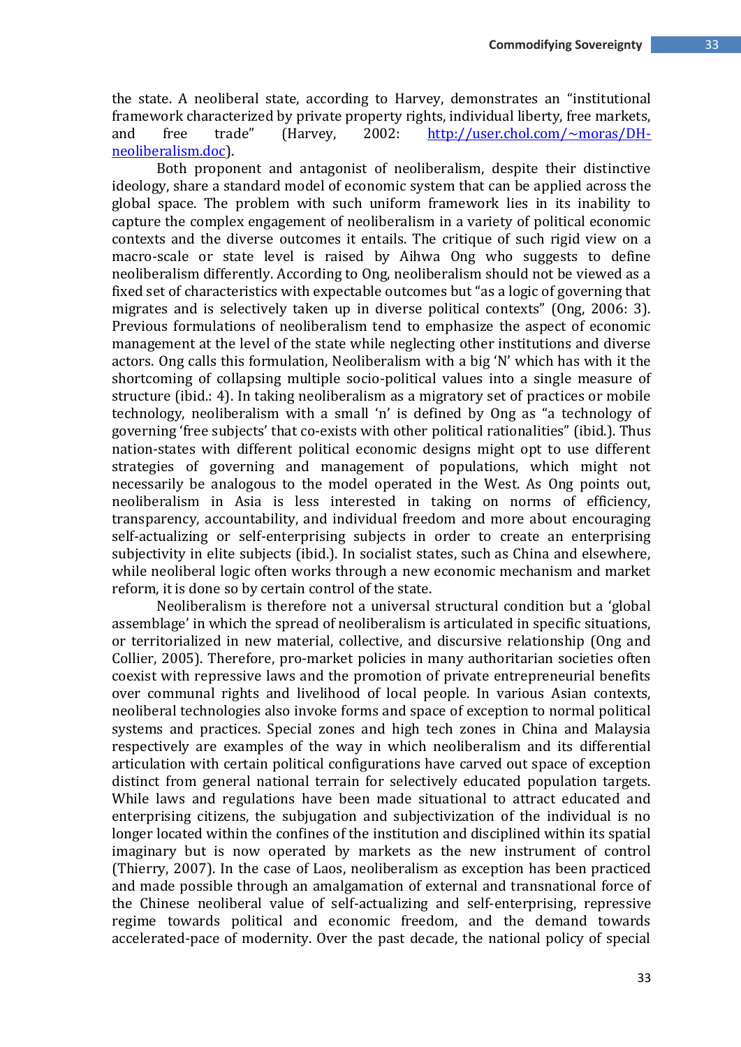the state. A neoliberal state, according to Harvey, demonstrates an "institutional framework characterized by private property rights, individual liberty, free markets, and free trade" (Harvey, 2002: [http://user.chol.com/~moras/DH-neoliberalism.doc](http://user.chol.com/~moras/DH-neoliberalism.doc)).

Both proponent and antagonist of neoliberalism, despite their distinctive ideology, share a standard model of economic system that can be applied across the global space. The problem with such uniform framework lies in its inability to capture the complex engagement of neoliberalism in a variety of political economic contexts and the diverse outcomes it entails. The critique of such rigid view on a macro-scale or state level is raised by Aihwa Ong who suggests to define neoliberalism differently. According to Ong, neoliberalism should not be viewed as a fixed set of characteristics with expectable outcomes but "as a logic of governing that migrates and is selectively taken up in diverse political contexts" (Ong, 2006: 3). Previous formulations of neoliberalism tend to emphasize the aspect of economic management at the level of the state while neglecting other institutions and diverse actors. Ong calls this formulation, Neoliberalism with a big 'N' which has with it the shortcoming of collapsing multiple socio-political values into a single measure of structure (ibid.: 4). In taking neoliberalism as a migratory set of practices or mobile technology, neoliberalism with a small 'n' is defined by Ong as "a technology of governing 'free subjects' that co-exists with other political rationalities" (ibid.). Thus nation-states with different political economic designs might opt to use different strategies of governing and management of populations, which might not necessarily be analogous to the model operated in the West. As Ong points out, neoliberalism in Asia is less interested in taking on norms of efficiency, transparency, accountability, and individual freedom and more about encouraging self-actualizing or self-enterprising subjects in order to create an enterprising subjectivity in elite subjects (ibid.). In socialist states, such as China and elsewhere, while neoliberal logic often works through a new economic mechanism and market reform, it is done so by certain control of the state.

Neoliberalism is therefore not a universal structural condition but a 'global assemblage' in which the spread of neoliberalism is articulated in specific situations, or territorialized in new material, collective, and discursive relationship (Ong and Collier, 2005). Therefore, pro-market policies in many authoritarian societies often coexist with repressive laws and the promotion of private entrepreneurial benefits over communal rights and livelihood of local people. In various Asian contexts, neoliberal technologies also invoke forms and space of exception to normal political systems and practices. Special zones and high tech zones in China and Malaysia respectively are examples of the way in which neoliberalism and its differential articulation with certain political configurations have carved out space of exception distinct from general national terrain for selectively educated population targets. While laws and regulations have been made situational to attract educated and enterprising citizens, the subjugation and subjectivization of the individual is no longer located within the confines of the institution and disciplined within its spatial imaginary but is now operated by markets as the new instrument of control (Thierry, 2007). In the case of Laos, neoliberalism as exception has been practiced and made possible through an amalgamation of external and transnational force of the Chinese neoliberal value of self-actualizing and self-enterprising, repressive regime towards political and economic freedom, and the demand towards accelerated-pace of modernity. Over the past decade, the national policy of special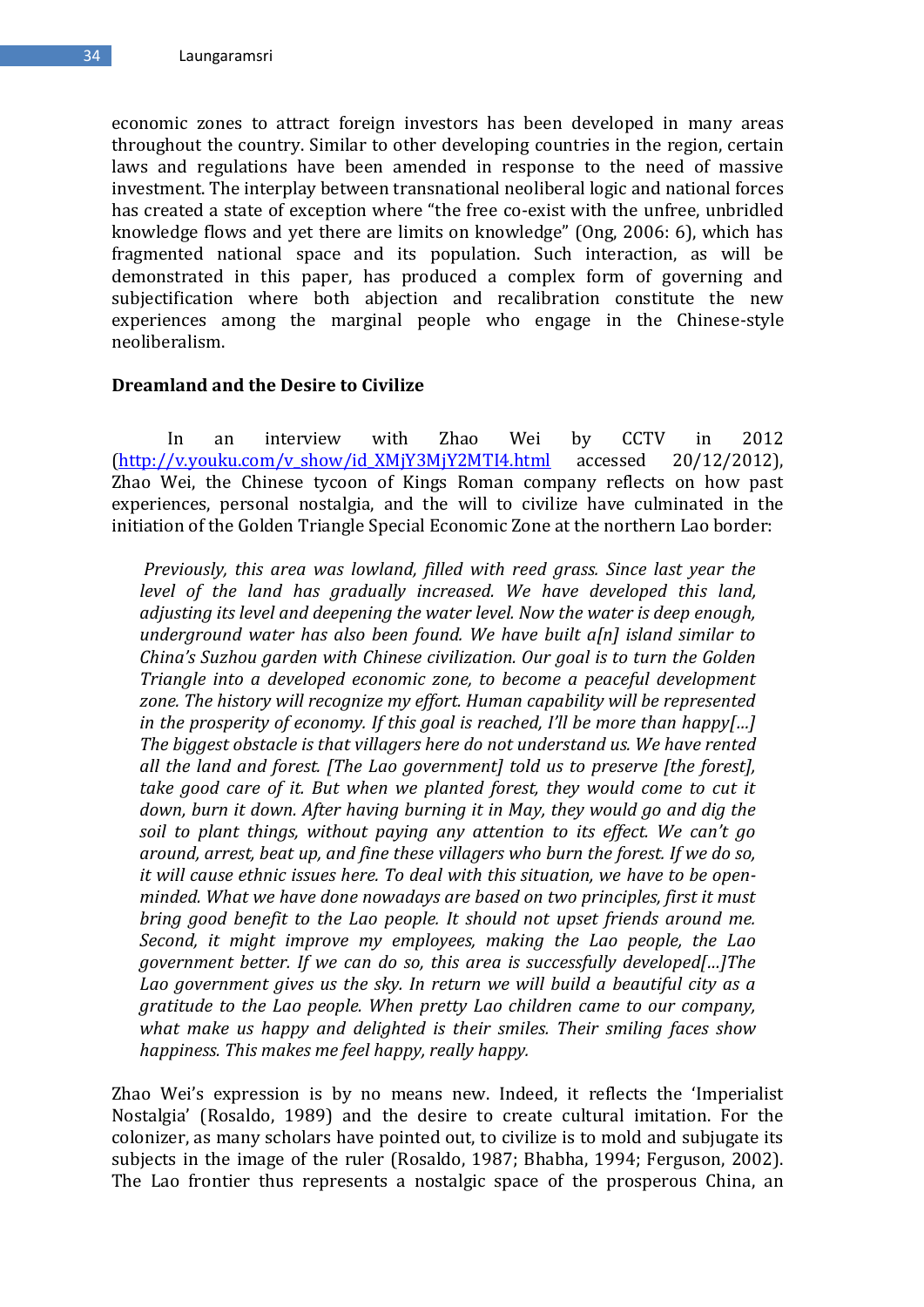economic zones to attract foreign investors has been developed in many areas throughout the country. Similar to other developing countries in the region, certain laws and regulations have been amended in response to the need of massive investment. The interplay between transnational neoliberal logic and national forces has created a state of exception where "the free co-exist with the unfree, unbridled knowledge flows and yet there are limits on knowledge" (Ong, 2006: 6), which has fragmented national space and its population. Such interaction, as will be demonstrated in this paper, has produced a complex form of governing and subjectification where both abjection and recalibration constitute the new experiences among the marginal people who engage in the Chinese-style neoliberalism.

## Dreamland and the Desire to Civilize

In an interview with Zhao Wei by CCTV in 2012 (http://v.youku.com/v_show/id_XMjY3MjY2MTI4.html accessed 20/12/2012), Zhao Wei, the Chinese tycoon of Kings Roman company reflects on how past experiences, personal nostalgia, and the will to civilize have culminated in the initiation of the Golden Triangle Special Economic Zone at the northern Lao border:

> *Previously, this area was lowland, filled with reed grass. Since last year the level of the land has gradually increased. We have developed this land, adjusting its level and deepening the water level. Now the water is deep enough, underground water has also been found. We have built a[n] island similar to China's Suzhou garden with Chinese civilization. Our goal is to turn the Golden Triangle into a developed economic zone, to become a peaceful development zone. The history will recognize my effort. Human capability will be represented in the prosperity of economy. If this goal is reached, I'll be more than happy[...] The biggest obstacle is that villagers here do not understand us. We have rented all the land and forest. [The Lao government] told us to preserve [the forest], take good care of it. But when we planted forest, they would come to cut it down, burn it down. After having burning it in May, they would go and dig the soil to plant things, without paying any attention to its effect. We can't go around, arrest, beat up, and fine these villagers who burn the forest. If we do so, it will cause ethnic issues here. To deal with this situation, we have to be open-minded. What we have done nowadays are based on two principles, first it must bring good benefit to the Lao people. It should not upset friends around me. Second, it might improve my employees, making the Lao people, the Lao government better. If we can do so, this area is successfully developed[...]The Lao government gives us the sky. In return we will build a beautiful city as a gratitude to the Lao people. When pretty Lao children came to our company, what make us happy and delighted is their smiles. Their smiling faces show happiness. This makes me feel happy, really happy.*

Zhao Wei's expression is by no means new. Indeed, it reflects the 'Imperialist Nostalgia' (Rosaldo, 1989) and the desire to create cultural imitation. For the colonizer, as many scholars have pointed out, to civilize is to mold and subjugate its subjects in the image of the ruler (Rosaldo, 1987; Bhabha, 1994; Ferguson, 2002). The Lao frontier thus represents a nostalgic space of the prosperous China, an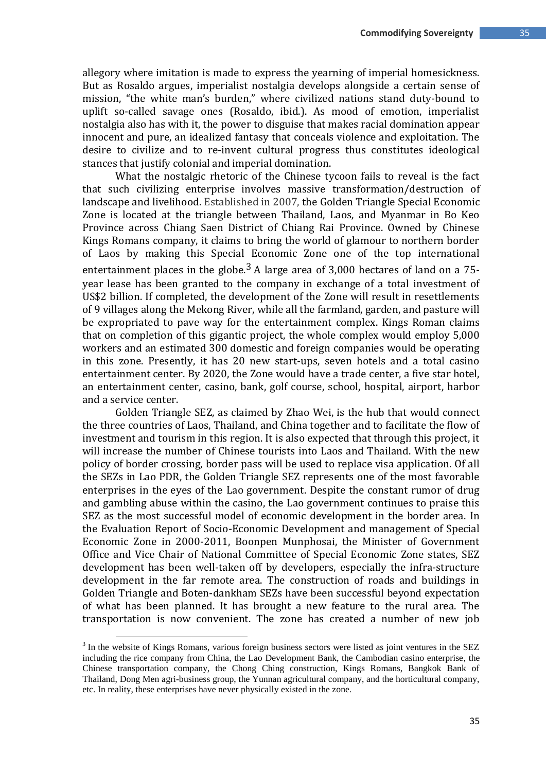allegory where imitation is made to express the yearning of imperial homesickness. But as Rosaldo argues, imperialist nostalgia develops alongside a certain sense of mission, "the white man's burden," where civilized nations stand duty-bound to uplift so-called savage ones (Rosaldo, ibid.). As mood of emotion, imperialist nostalgia also has with it, the power to disguise that makes racial domination appear innocent and pure, an idealized fantasy that conceals violence and exploitation. The desire to civilize and to re-invent cultural progress thus constitutes ideological stances that justify colonial and imperial domination.

What the nostalgic rhetoric of the Chinese tycoon fails to reveal is the fact that such civilizing enterprise involves massive transformation/destruction of landscape and livelihood. Established in 2007, the Golden Triangle Special Economic Zone is located at the triangle between Thailand, Laos, and Myanmar in Bo Keo Province across Chiang Saen District of Chiang Rai Province. Owned by Chinese Kings Romans company, it claims to bring the world of glamour to northern border of Laos by making this Special Economic Zone one of the top international entertainment places in the globe.[3] A large area of 3,000 hectares of land on a 75-year lease has been granted to the company in exchange of a total investment of US$2 billion. If completed, the development of the Zone will result in resettlements of 9 villages along the Mekong River, while all the farmland, garden, and pasture will be expropriated to pave way for the entertainment complex. Kings Roman claims that on completion of this gigantic project, the whole complex would employ 5,000 workers and an estimated 300 domestic and foreign companies would be operating in this zone. Presently, it has 20 new start-ups, seven hotels and a total casino entertainment center. By 2020, the Zone would have a trade center, a five star hotel, an entertainment center, casino, bank, golf course, school, hospital, airport, harbor and a service center.

Golden Triangle SEZ, as claimed by Zhao Wei, is the hub that would connect the three countries of Laos, Thailand, and China together and to facilitate the flow of investment and tourism in this region. It is also expected that through this project, it will increase the number of Chinese tourists into Laos and Thailand. With the new policy of border crossing, border pass will be used to replace visa application. Of all the SEZs in Lao PDR, the Golden Triangle SEZ represents one of the most favorable enterprises in the eyes of the Lao government. Despite the constant rumor of drug and gambling abuse within the casino, the Lao government continues to praise this SEZ as the most successful model of economic development in the border area. In the Evaluation Report of Socio-Economic Development and management of Special Economic Zone in 2000-2011, Boonpen Munphosai, the Minister of Government Office and Vice Chair of National Committee of Special Economic Zone states, SEZ development has been well-taken off by developers, especially the infra-structure development in the far remote area. The construction of roads and buildings in Golden Triangle and Boten-dankham SEZs have been successful beyond expectation of what has been planned. It has brought a new feature to the rural area. The transportation is now convenient. The zone has created a number of new job

[3] In the website of Kings Romans, various foreign business sectors were listed as joint ventures in the SEZ including the rice company from China, the Lao Development Bank, the Cambodian casino enterprise, the Chinese transportation company, the Chong Ching construction, Kings Romans, Bangkok Bank of Thailand, Dong Men agri-business group, the Yunnan agricultural company, and the horticultural company, etc. In reality, these enterprises have never physically existed in the zone.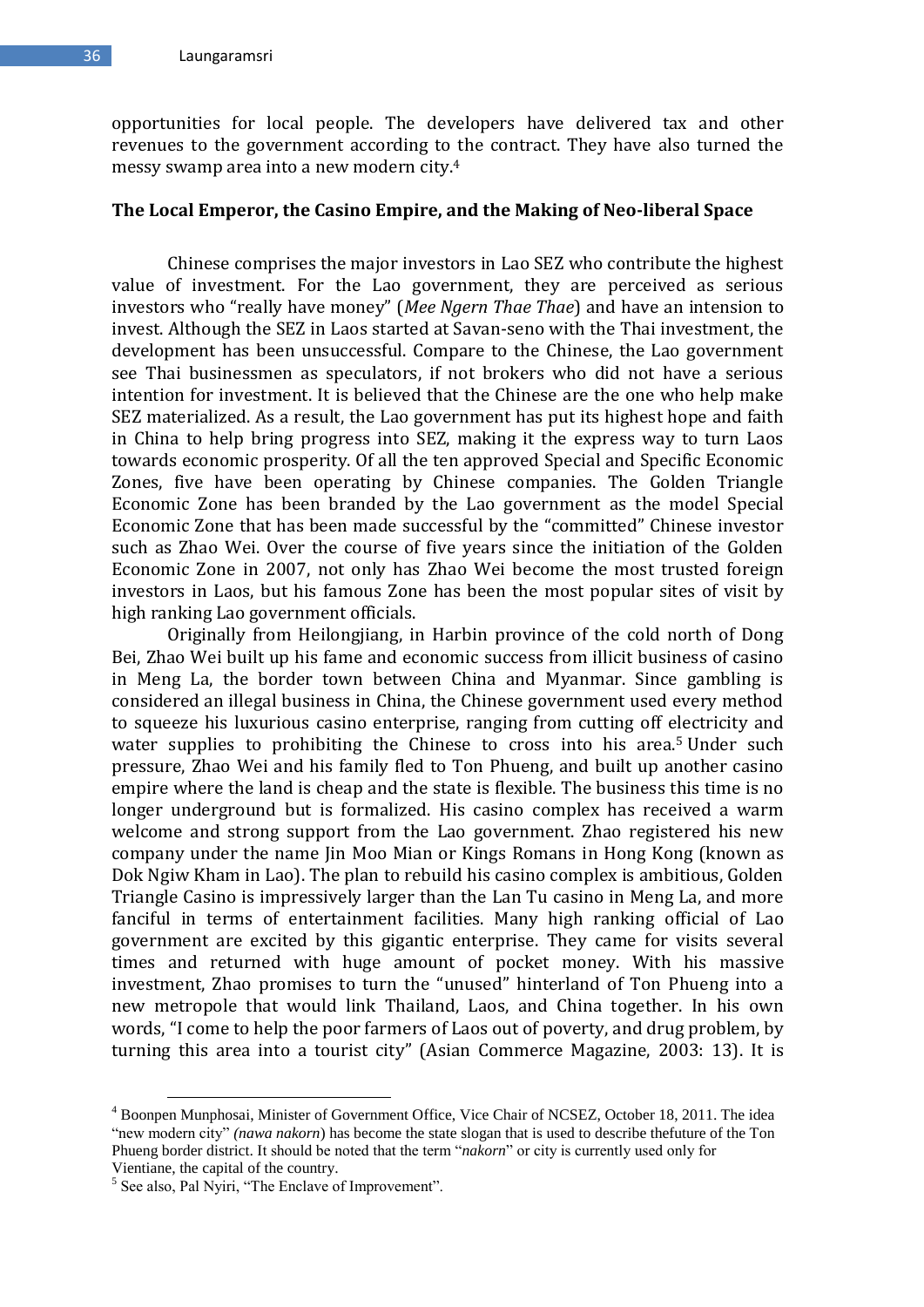opportunities for local people. The developers have delivered tax and other revenues to the government according to the contract. They have also turned the messy swamp area into a new modern city.[4]

## The Local Emperor, the Casino Empire, and the Making of Neo-liberal Space

Chinese comprises the major investors in Lao SEZ who contribute the highest value of investment. For the Lao government, they are perceived as serious investors who "really have money" (*Mee Ngern Thae Thae*) and have an intension to invest. Although the SEZ in Laos started at Savan-seno with the Thai investment, the development has been unsuccessful. Compare to the Chinese, the Lao government see Thai businessmen as speculators, if not brokers who did not have a serious intention for investment. It is believed that the Chinese are the one who help make SEZ materialized. As a result, the Lao government has put its highest hope and faith in China to help bring progress into SEZ, making it the express way to turn Laos towards economic prosperity. Of all the ten approved Special and Specific Economic Zones, five have been operating by Chinese companies. The Golden Triangle Economic Zone has been branded by the Lao government as the model Special Economic Zone that has been made successful by the "committed" Chinese investor such as Zhao Wei. Over the course of five years since the initiation of the Golden Economic Zone in 2007, not only has Zhao Wei become the most trusted foreign investors in Laos, but his famous Zone has been the most popular sites of visit by high ranking Lao government officials.

Originally from Heilongjiang, in Harbin province of the cold north of Dong Bei, Zhao Wei built up his fame and economic success from illicit business of casino in Meng La, the border town between China and Myanmar. Since gambling is considered an illegal business in China, the Chinese government used every method to squeeze his luxurious casino enterprise, ranging from cutting off electricity and water supplies to prohibiting the Chinese to cross into his area.[5] Under such pressure, Zhao Wei and his family fled to Ton Phueng, and built up another casino empire where the land is cheap and the state is flexible. The business this time is no longer underground but is formalized. His casino complex has received a warm welcome and strong support from the Lao government. Zhao registered his new company under the name Jin Moo Mian or Kings Romans in Hong Kong (known as Dok Ngiw Kham in Lao). The plan to rebuild his casino complex is ambitious, Golden Triangle Casino is impressively larger than the Lan Tu casino in Meng La, and more fanciful in terms of entertainment facilities. Many high ranking official of Lao government are excited by this gigantic enterprise. They came for visits several times and returned with huge amount of pocket money. With his massive investment, Zhao promises to turn the "unused" hinterland of Ton Phueng into a new metropole that would link Thailand, Laos, and China together. In his own words, "I come to help the poor farmers of Laos out of poverty, and drug problem, by turning this area into a tourist city" (Asian Commerce Magazine, 2003: 13). It is

---

[4] Boonpen Munphosai, Minister of Government Office, Vice Chair of NCSEZ, October 18, 2011. The idea "new modern city" *(nawa nakorn*) has become the state slogan that is used to describe thefuture of the Ton Phueng border district. It should be noted that the term "*nakorn*" or city is currently used only for Vientiane, the capital of the country.

[5] See also, Pal Nyiri, "The Enclave of Improvement".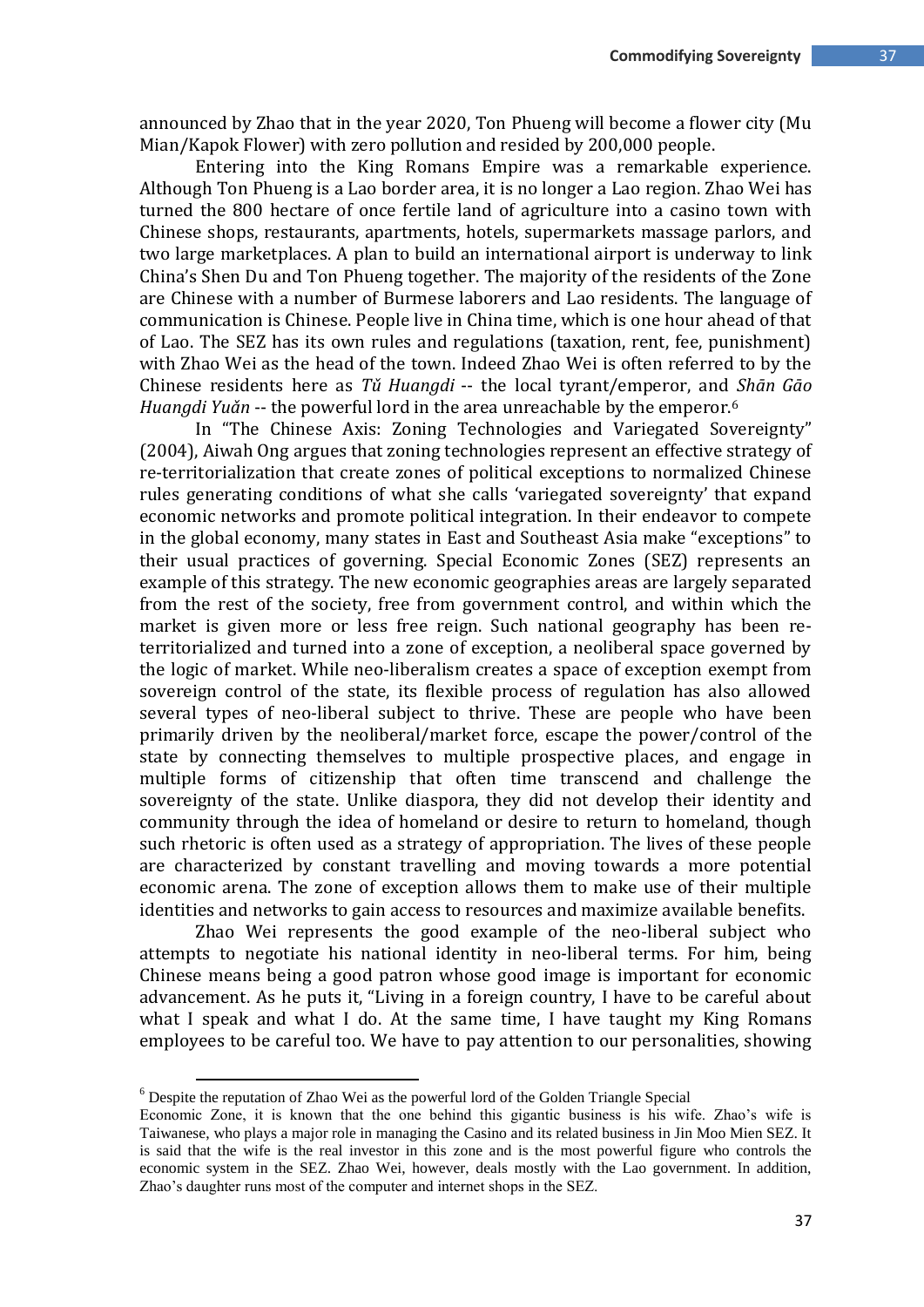announced by Zhao that in the year 2020, Ton Phueng will become a flower city (Mu Mian/Kapok Flower) with zero pollution and resided by 200,000 people.

Entering into the King Romans Empire was a remarkable experience. Although Ton Phueng is a Lao border area, it is no longer a Lao region. Zhao Wei has turned the 800 hectare of once fertile land of agriculture into a casino town with Chinese shops, restaurants, apartments, hotels, supermarkets massage parlors, and two large marketplaces. A plan to build an international airport is underway to link China's Shen Du and Ton Phueng together. The majority of the residents of the Zone are Chinese with a number of Burmese laborers and Lao residents. The language of communication is Chinese. People live in China time, which is one hour ahead of that of Lao. The SEZ has its own rules and regulations (taxation, rent, fee, punishment) with Zhao Wei as the head of the town. Indeed Zhao Wei is often referred to by the Chinese residents here as *Tǔ Huangdi* -- the local tyrant/emperor, and *Shān Gāo Huangdi Yuǎn* -- the powerful lord in the area unreachable by the emperor.[6]

In "The Chinese Axis: Zoning Technologies and Variegated Sovereignty" (2004), Aiwah Ong argues that zoning technologies represent an effective strategy of re-territorialization that create zones of political exceptions to normalized Chinese rules generating conditions of what she calls 'variegated sovereignty' that expand economic networks and promote political integration. In their endeavor to compete in the global economy, many states in East and Southeast Asia make "exceptions" to their usual practices of governing. Special Economic Zones (SEZ) represents an example of this strategy. The new economic geographies areas are largely separated from the rest of the society, free from government control, and within which the market is given more or less free reign. Such national geography has been re-territorialized and turned into a zone of exception, a neoliberal space governed by the logic of market. While neo-liberalism creates a space of exception exempt from sovereign control of the state, its flexible process of regulation has also allowed several types of neo-liberal subject to thrive. These are people who have been primarily driven by the neoliberal/market force, escape the power/control of the state by connecting themselves to multiple prospective places, and engage in multiple forms of citizenship that often time transcend and challenge the sovereignty of the state. Unlike diaspora, they did not develop their identity and community through the idea of homeland or desire to return to homeland, though such rhetoric is often used as a strategy of appropriation. The lives of these people are characterized by constant travelling and moving towards a more potential economic arena. The zone of exception allows them to make use of their multiple identities and networks to gain access to resources and maximize available benefits.

Zhao Wei represents the good example of the neo-liberal subject who attempts to negotiate his national identity in neo-liberal terms. For him, being Chinese means being a good patron whose good image is important for economic advancement. As he puts it, "Living in a foreign country, I have to be careful about what I speak and what I do. At the same time, I have taught my King Romans employees to be careful too. We have to pay attention to our personalities, showing

[6] Despite the reputation of Zhao Wei as the powerful lord of the Golden Triangle Special Economic Zone, it is known that the one behind this gigantic business is his wife. Zhao's wife is Taiwanese, who plays a major role in managing the Casino and its related business in Jin Moo Mien SEZ. It is said that the wife is the real investor in this zone and is the most powerful figure who controls the economic system in the SEZ. Zhao Wei, however, deals mostly with the Lao government. In addition, Zhao's daughter runs most of the computer and internet shops in the SEZ.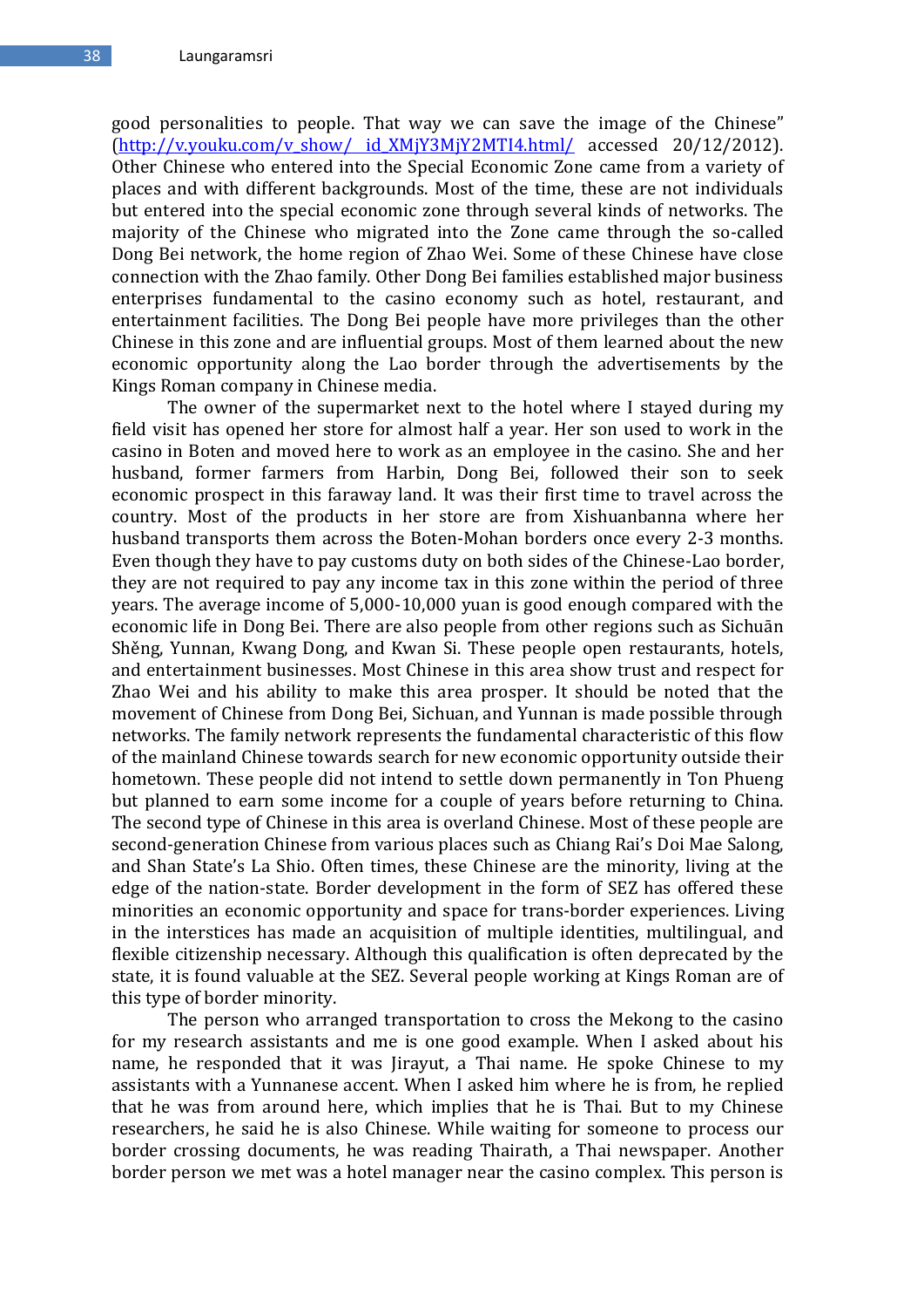good personalities to people. That way we can save the image of the Chinese" (http://v.youku.com/v_show/_id_XMjY3MjY2MTI4.html/ accessed 20/12/2012). Other Chinese who entered into the Special Economic Zone came from a variety of places and with different backgrounds. Most of the time, these are not individuals but entered into the special economic zone through several kinds of networks. The majority of the Chinese who migrated into the Zone came through the so-called Dong Bei network, the home region of Zhao Wei. Some of these Chinese have close connection with the Zhao family. Other Dong Bei families established major business enterprises fundamental to the casino economy such as hotel, restaurant, and entertainment facilities. The Dong Bei people have more privileges than the other Chinese in this zone and are influential groups. Most of them learned about the new economic opportunity along the Lao border through the advertisements by the Kings Roman company in Chinese media.

The owner of the supermarket next to the hotel where I stayed during my field visit has opened her store for almost half a year. Her son used to work in the casino in Boten and moved here to work as an employee in the casino. She and her husband, former farmers from Harbin, Dong Bei, followed their son to seek economic prospect in this faraway land. It was their first time to travel across the country. Most of the products in her store are from Xishuanbanna where her husband transports them across the Boten-Mohan borders once every 2-3 months. Even though they have to pay customs duty on both sides of the Chinese-Lao border, they are not required to pay any income tax in this zone within the period of three years. The average income of 5,000-10,000 yuan is good enough compared with the economic life in Dong Bei. There are also people from other regions such as Sichuān Shěng, Yunnan, Kwang Dong, and Kwan Si. These people open restaurants, hotels, and entertainment businesses. Most Chinese in this area show trust and respect for Zhao Wei and his ability to make this area prosper. It should be noted that the movement of Chinese from Dong Bei, Sichuan, and Yunnan is made possible through networks. The family network represents the fundamental characteristic of this flow of the mainland Chinese towards search for new economic opportunity outside their hometown. These people did not intend to settle down permanently in Ton Phueng but planned to earn some income for a couple of years before returning to China. The second type of Chinese in this area is overland Chinese. Most of these people are second-generation Chinese from various places such as Chiang Rai's Doi Mae Salong, and Shan State's La Shio. Often times, these Chinese are the minority, living at the edge of the nation-state. Border development in the form of SEZ has offered these minorities an economic opportunity and space for trans-border experiences. Living in the interstices has made an acquisition of multiple identities, multilingual, and flexible citizenship necessary. Although this qualification is often deprecated by the state, it is found valuable at the SEZ. Several people working at Kings Roman are of this type of border minority.

The person who arranged transportation to cross the Mekong to the casino for my research assistants and me is one good example. When I asked about his name, he responded that it was Jirayut, a Thai name. He spoke Chinese to my assistants with a Yunnanese accent. When I asked him where he is from, he replied that he was from around here, which implies that he is Thai. But to my Chinese researchers, he said he is also Chinese. While waiting for someone to process our border crossing documents, he was reading Thairath, a Thai newspaper. Another border person we met was a hotel manager near the casino complex. This person is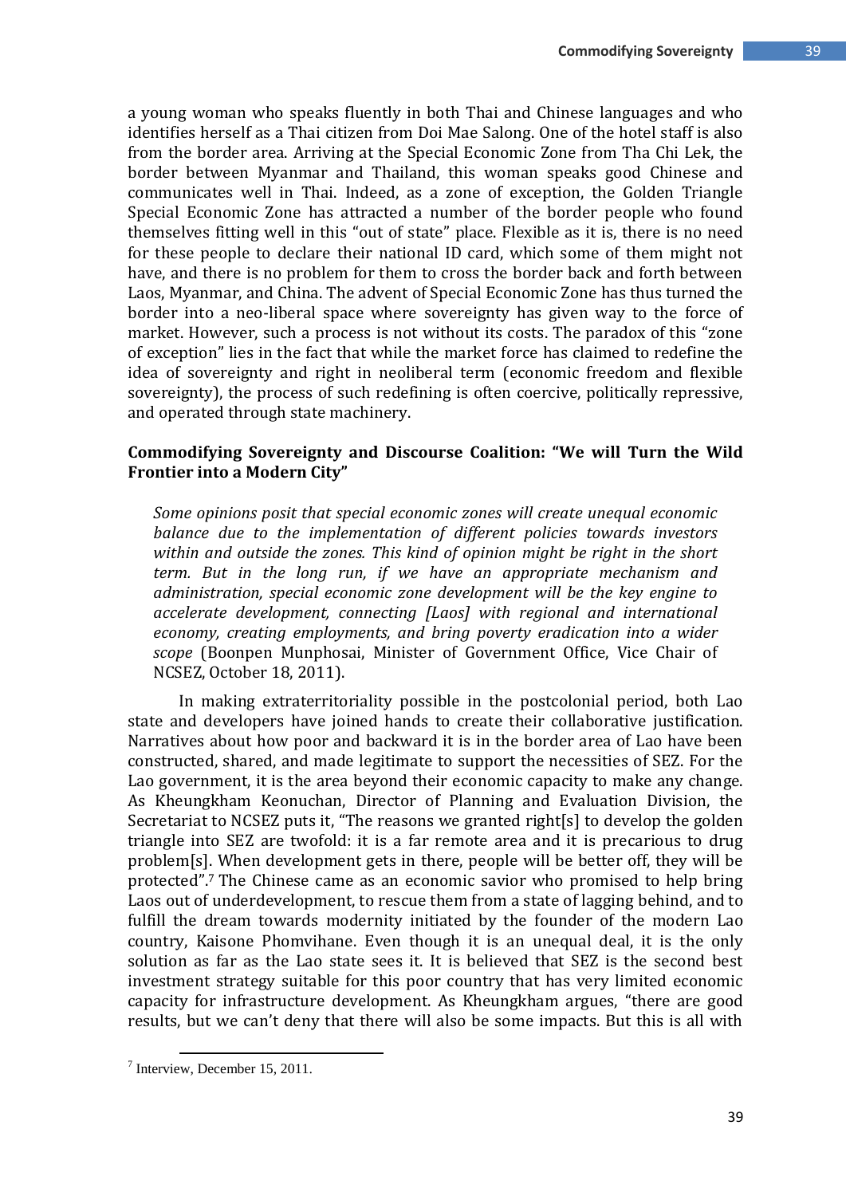a young woman who speaks fluently in both Thai and Chinese languages and who identifies herself as a Thai citizen from Doi Mae Salong. One of the hotel staff is also from the border area. Arriving at the Special Economic Zone from Tha Chi Lek, the border between Myanmar and Thailand, this woman speaks good Chinese and communicates well in Thai. Indeed, as a zone of exception, the Golden Triangle Special Economic Zone has attracted a number of the border people who found themselves fitting well in this "out of state" place. Flexible as it is, there is no need for these people to declare their national ID card, which some of them might not have, and there is no problem for them to cross the border back and forth between Laos, Myanmar, and China. The advent of Special Economic Zone has thus turned the border into a neo-liberal space where sovereignty has given way to the force of market. However, such a process is not without its costs. The paradox of this "zone of exception" lies in the fact that while the market force has claimed to redefine the idea of sovereignty and right in neoliberal term (economic freedom and flexible sovereignty), the process of such redefining is often coercive, politically repressive, and operated through state machinery.

**Commodifying Sovereignty and Discourse Coalition: "We will Turn the Wild Frontier into a Modern City"**

> *Some opinions posit that special economic zones will create unequal economic balance due to the implementation of different policies towards investors within and outside the zones. This kind of opinion might be right in the short term. But in the long run, if we have an appropriate mechanism and administration, special economic zone development will be the key engine to accelerate development, connecting [Laos] with regional and international economy, creating employments, and bring poverty eradication into a wider scope* (Boonpen Munphosai, Minister of Government Office, Vice Chair of NCSEZ, October 18, 2011).

In making extraterritoriality possible in the postcolonial period, both Lao state and developers have joined hands to create their collaborative justification. Narratives about how poor and backward it is in the border area of Lao have been constructed, shared, and made legitimate to support the necessities of SEZ. For the Lao government, it is the area beyond their economic capacity to make any change. As Kheungkham Keonuchan, Director of Planning and Evaluation Division, the Secretariat to NCSEZ puts it, "The reasons we granted right[s] to develop the golden triangle into SEZ are twofold: it is a far remote area and it is precarious to drug problem[s]. When development gets in there, people will be better off, they will be protected".[7] The Chinese came as an economic savior who promised to help bring Laos out of underdevelopment, to rescue them from a state of lagging behind, and to fulfill the dream towards modernity initiated by the founder of the modern Lao country, Kaisone Phomvihane. Even though it is an unequal deal, it is the only solution as far as the Lao state sees it. It is believed that SEZ is the second best investment strategy suitable for this poor country that has very limited economic capacity for infrastructure development. As Kheungkham argues, "there are good results, but we can't deny that there will also be some impacts. But this is all with

[7] Interview, December 15, 2011.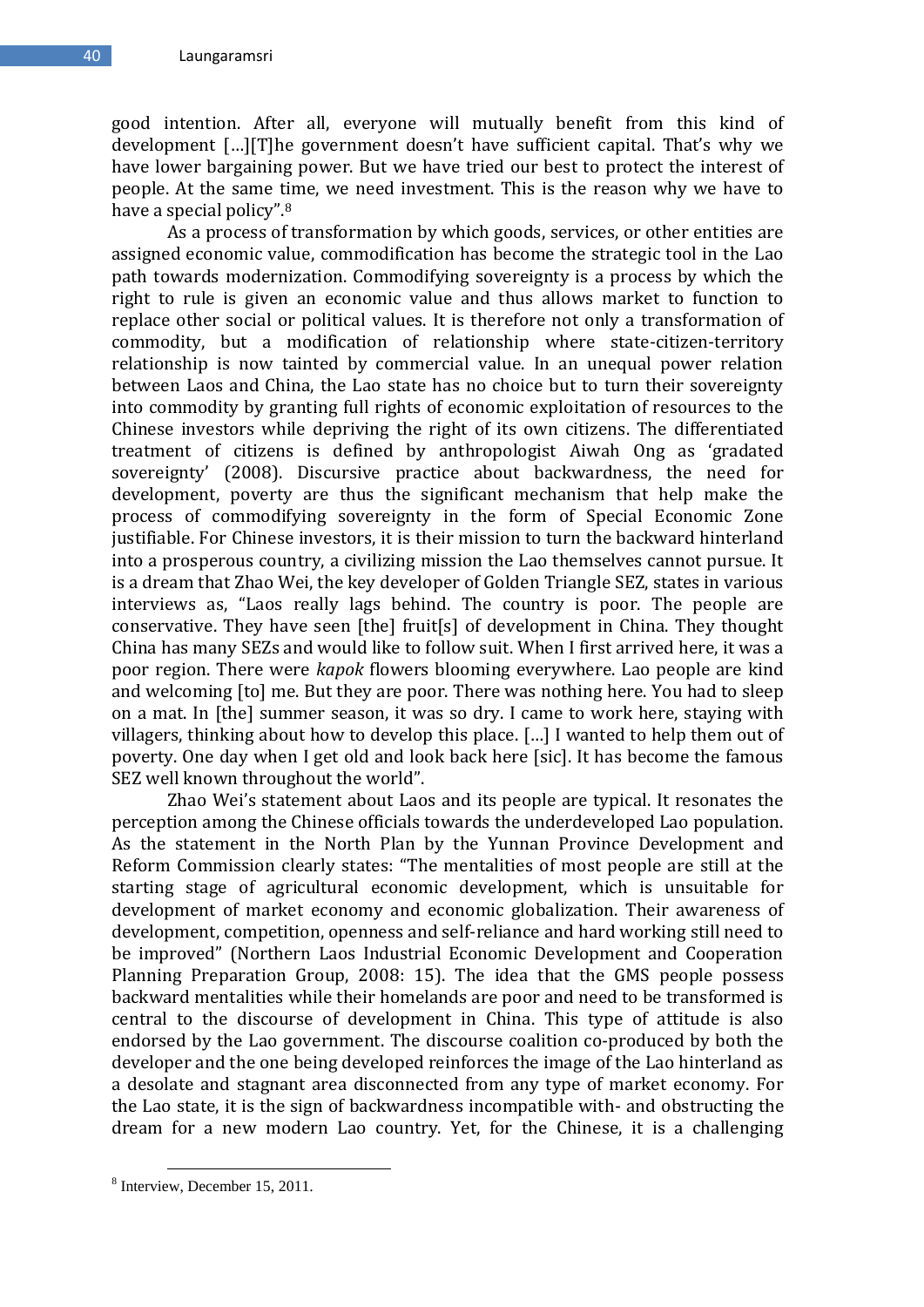good intention. After all, everyone will mutually benefit from this kind of development […][T]he government doesn't have sufficient capital. That's why we have lower bargaining power. But we have tried our best to protect the interest of people. At the same time, we need investment. This is the reason why we have to have a special policy".[8]

As a process of transformation by which goods, services, or other entities are assigned economic value, commodification has become the strategic tool in the Lao path towards modernization. Commodifying sovereignty is a process by which the right to rule is given an economic value and thus allows market to function to replace other social or political values. It is therefore not only a transformation of commodity, but a modification of relationship where state-citizen-territory relationship is now tainted by commercial value. In an unequal power relation between Laos and China, the Lao state has no choice but to turn their sovereignty into commodity by granting full rights of economic exploitation of resources to the Chinese investors while depriving the right of its own citizens. The differentiated treatment of citizens is defined by anthropologist Aiwah Ong as 'gradated sovereignty' (2008). Discursive practice about backwardness, the need for development, poverty are thus the significant mechanism that help make the process of commodifying sovereignty in the form of Special Economic Zone justifiable. For Chinese investors, it is their mission to turn the backward hinterland into a prosperous country, a civilizing mission the Lao themselves cannot pursue. It is a dream that Zhao Wei, the key developer of Golden Triangle SEZ, states in various interviews as, "Laos really lags behind. The country is poor. The people are conservative. They have seen [the] fruit[s] of development in China. They thought China has many SEZs and would like to follow suit. When I first arrived here, it was a poor region. There were *kapok* flowers blooming everywhere. Lao people are kind and welcoming [to] me. But they are poor. There was nothing here. You had to sleep on a mat. In [the] summer season, it was so dry. I came to work here, staying with villagers, thinking about how to develop this place. […] I wanted to help them out of poverty. One day when I get old and look back here [sic]. It has become the famous SEZ well known throughout the world".

Zhao Wei's statement about Laos and its people are typical. It resonates the perception among the Chinese officials towards the underdeveloped Lao population. As the statement in the North Plan by the Yunnan Province Development and Reform Commission clearly states: "The mentalities of most people are still at the starting stage of agricultural economic development, which is unsuitable for development of market economy, openness and economic globalization. Their awareness of development, competition, openness and self-reliance and hard working still need to be improved" (Northern Laos Industrial Economic Development and Cooperation Planning Preparation Group, 2008: 15). The idea that the GMS people possess backward mentalities while their homelands are poor and need to be transformed is central to the discourse of development in China. This type of attitude is also endorsed by the Lao government. The discourse coalition co-produced by both the developer and the one being developed reinforces the image of the Lao hinterland as a desolate and stagnant area disconnected from any type of market economy. For the Lao state, it is the sign of backwardness incompatible with- and obstructing the dream for a new modern Lao country. Yet, for the Chinese, it is a challenging

[8] Interview, December 15, 2011.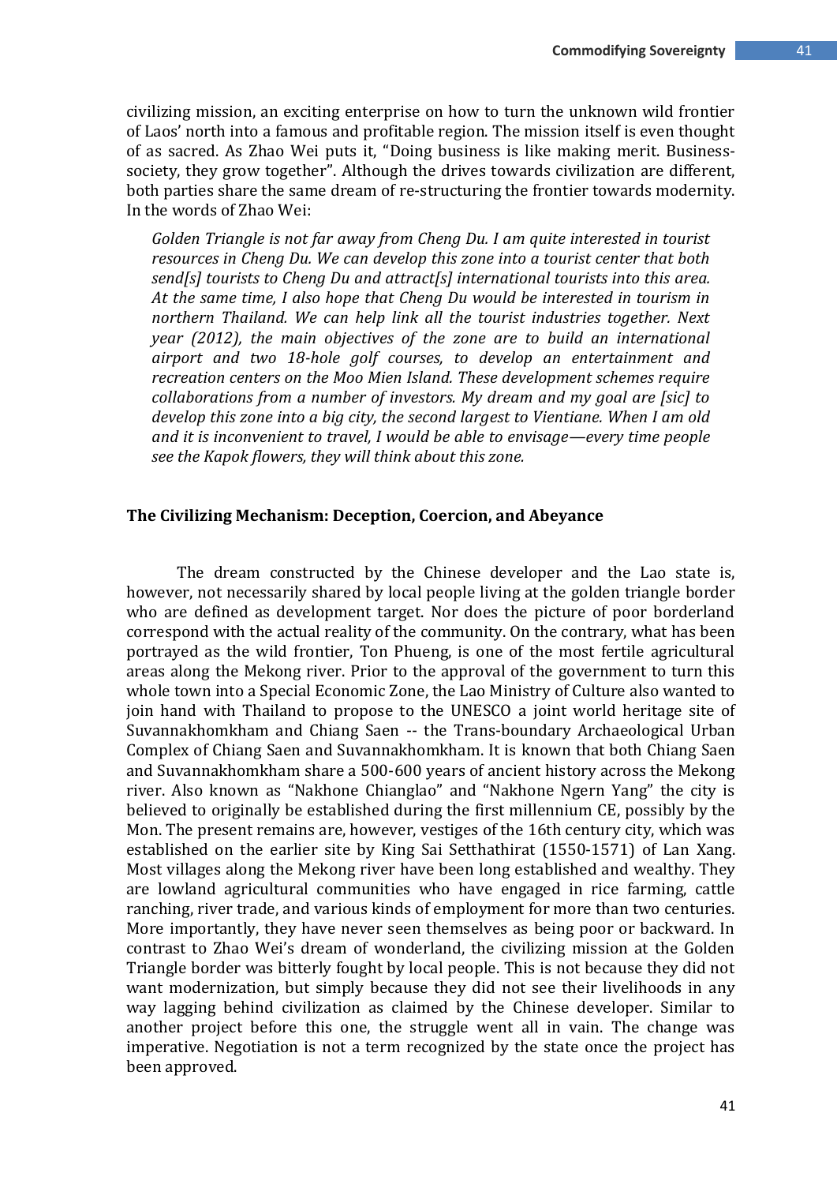civilizing mission, an exciting enterprise on how to turn the unknown wild frontier of Laos' north into a famous and profitable region. The mission itself is even thought of as sacred. As Zhao Wei puts it, "Doing business is like making merit. Business-society, they grow together". Although the drives towards civilization are different, both parties share the same dream of re-structuring the frontier towards modernity. In the words of Zhao Wei:

> *Golden Triangle is not far away from Cheng Du. I am quite interested in tourist resources in Cheng Du. We can develop this zone into a tourist center that both send[s] tourists to Cheng Du and attract[s] international tourists into this area. At the same time, I also hope that Cheng Du would be interested in tourism in northern Thailand. We can help link all the tourist industries together. Next year (2012), the main objectives of the zone are to build an international airport and two 18-hole golf courses, to develop an entertainment and recreation centers on the Moo Mien Island. These development schemes require collaborations from a number of investors. My dream and my goal are [sic] to develop this zone into a big city, the second largest to Vientiane. When I am old and it is inconvenient to travel, I would be able to envisage—every time people see the Kapok flowers, they will think about this zone.*

### The Civilizing Mechanism: Deception, Coercion, and Abeyance

The dream constructed by the Chinese developer and the Lao state is, however, not necessarily shared by local people living at the golden triangle border who are defined as development target. Nor does the picture of poor borderland correspond with the actual reality of the community. On the contrary, what has been portrayed as the wild frontier, Ton Phueng, is one of the most fertile agricultural areas along the Mekong river. Prior to the approval of the government to turn this whole town into a Special Economic Zone, the Lao Ministry of Culture also wanted to join hand with Thailand to propose to the UNESCO a joint world heritage site of Suvannakhomkham and Chiang Saen -- the Trans-boundary Archaeological Urban Complex of Chiang Saen and Suvannakhomkham. It is known that both Chiang Saen and Suvannakhomkham share a 500-600 years of ancient history across the Mekong river. Also known as "Nakhone Chianglao" and "Nakhone Ngern Yang" the city is believed to originally be established during the first millennium CE, possibly by the Mon. The present remains are, however, vestiges of the 16th century city, which was established on the earlier site by King Sai Setthathirat (1550-1571) of Lan Xang. Most villages along the Mekong river have been long established and wealthy. They are lowland agricultural communities who have engaged in rice farming, cattle ranching, river trade, and various kinds of employment for more than two centuries. More importantly, they have never seen themselves as being poor or backward. In contrast to Zhao Wei's dream of wonderland, the civilizing mission at the Golden Triangle border was bitterly fought by local people. This is not because they did not want modernization, but simply because they did not see their livelihoods in any way lagging behind civilization as claimed by the Chinese developer. Similar to another project before this one, the struggle went all in vain. The change was imperative. Negotiation is not a term recognized by the state once the project has been approved.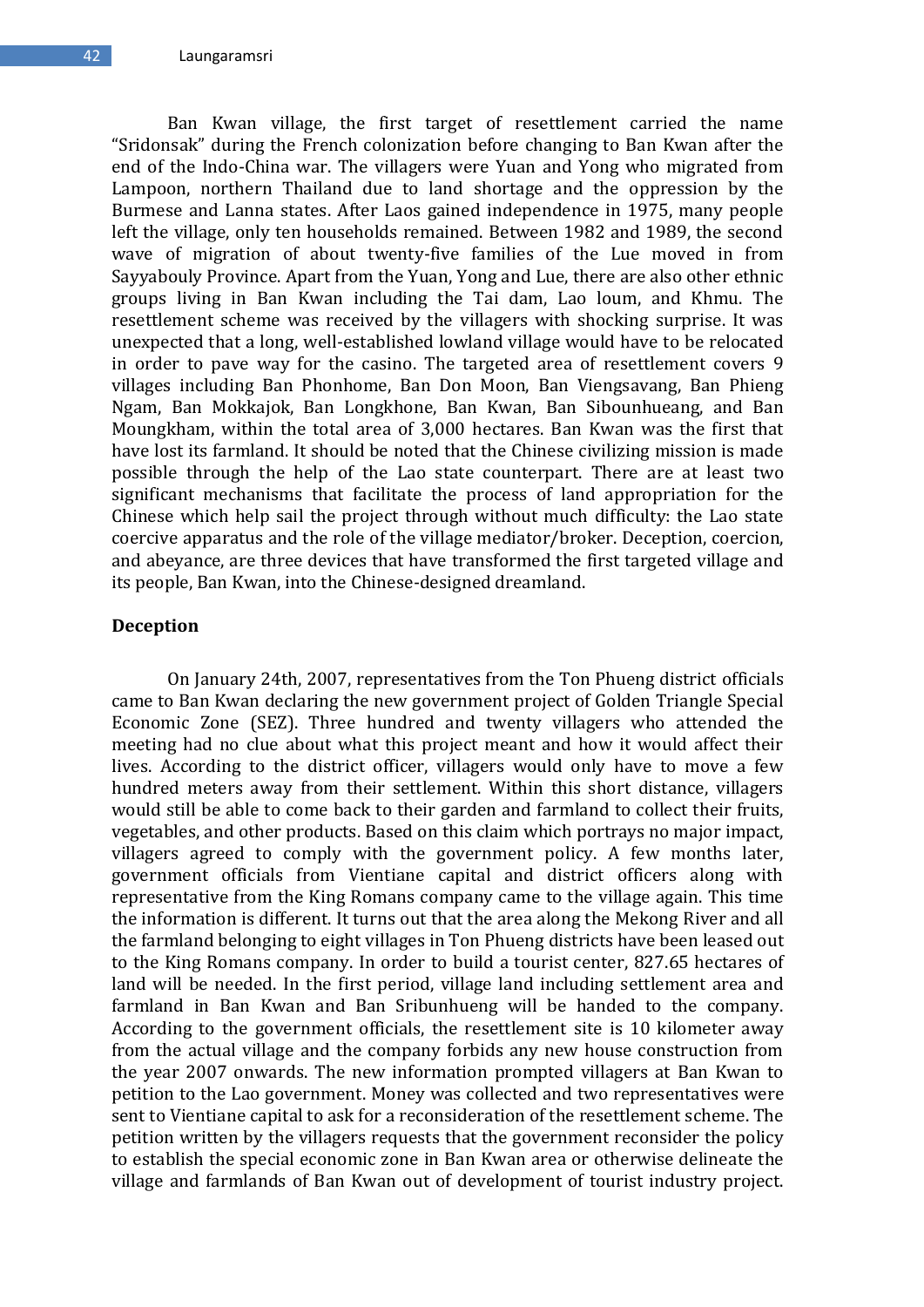Ban Kwan village, the first target of resettlement carried the name "Sridonsak" during the French colonization before changing to Ban Kwan after the end of the Indo-China war. The villagers were Yuan and Yong who migrated from Lampoon, northern Thailand due to land shortage and the oppression by the Burmese and Lanna states. After Laos gained independence in 1975, many people left the village, only ten households remained. Between 1982 and 1989, the second wave of migration of about twenty-five families of the Lue moved in from Sayyabouly Province. Apart from the Yuan, Yong and Lue, there are also other ethnic groups living in Ban Kwan including the Tai dam, Lao loum, and Khmu. The resettlement scheme was received by the villagers with shocking surprise. It was unexpected that a long, well-established lowland village would have to be relocated in order to pave way for the casino. The targeted area of resettlement covers 9 villages including Ban Phonhome, Ban Don Moon, Ban Viengsavang, Ban Phieng Ngam, Ban Mokkajok, Ban Longkhone, Ban Kwan, Ban Sibounhueang, and Ban Moungkham, within the total area of 3,000 hectares. Ban Kwan was the first that have lost its farmland. It should be noted that the Chinese civilizing mission is made possible through the help of the Lao state counterpart. There are at least two significant mechanisms that facilitate the process of land appropriation for the Chinese which help sail the project through without much difficulty: the Lao state coercive apparatus and the role of the village mediator/broker. Deception, coercion, and abeyance, are three devices that have transformed the first targeted village and its people, Ban Kwan, into the Chinese-designed dreamland.

**Deception**

On January 24th, 2007, representatives from the Ton Phueng district officials came to Ban Kwan declaring the new government project of Golden Triangle Special Economic Zone (SEZ). Three hundred and twenty villagers who attended the meeting had no clue about what this project meant and how it would affect their lives. According to the district officer, villagers would only have to move a few hundred meters away from their settlement. Within this short distance, villagers would still be able to come back to their garden and farmland to collect their fruits, vegetables, and other products. Based on this claim which portrays no major impact, villagers agreed to comply with the government policy. A few months later, government officials from Vientiane capital and district officers along with representative from the King Romans company came to the village again. This time the information is different. It turns out that the area along the Mekong River and all the farmland belonging to eight villages in Ton Phueng districts have been leased out to the King Romans company. In order to build a tourist center, 827.65 hectares of land will be needed. In the first period, village land including settlement area and farmland in Ban Kwan and Ban Sribunhueng will be handed to the company. According to the government officials, the resettlement site is 10 kilometer away from the actual village and the company forbids any new house construction from the year 2007 onwards. The new information prompted villagers at Ban Kwan to petition to the Lao government. Money was collected and two representatives were sent to Vientiane capital to ask for a reconsideration of the resettlement scheme. The petition written by the villagers requests that the government reconsider the policy to establish the special economic zone in Ban Kwan area or otherwise delineate the village and farmlands of Ban Kwan out of development of tourist industry project.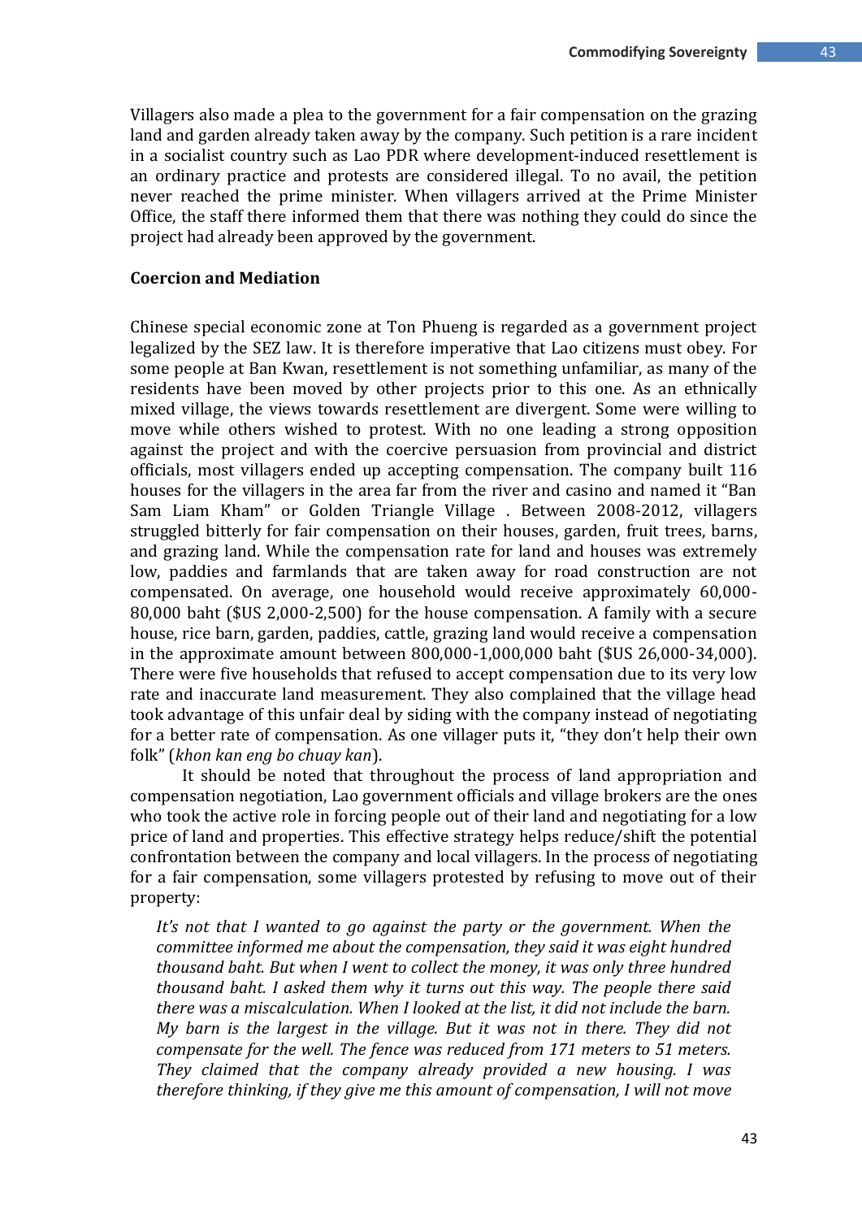Villagers also made a plea to the government for a fair compensation on the grazing land and garden already taken away by the company. Such petition is a rare incident in a socialist country such as Lao PDR where development-induced resettlement is an ordinary practice and protests are considered illegal. To no avail, the petition never reached the prime minister. When villagers arrived at the Prime Minister Office, the staff there informed them that there was nothing they could do since the project had already been approved by the government.

**Coercion and Mediation**

Chinese special economic zone at Ton Phueng is regarded as a government project legalized by the SEZ law. It is therefore imperative that Lao citizens must obey. For some people at Ban Kwan, resettlement is not something unfamiliar, as many of the residents have been moved by other projects prior to this one. As an ethnically mixed village, the views towards resettlement are divergent. Some were willing to move while others wished to protest. With no one leading a strong opposition against the project and with the coercive persuasion from provincial and district officials, most villagers ended up accepting compensation. The company built 116 houses for the villagers in the area far from the river and casino and named it "Ban Sam Liam Kham" or Golden Triangle Village . Between 2008-2012, villagers struggled bitterly for fair compensation on their houses, garden, fruit trees, barns, and grazing land. While the compensation rate for land and houses was extremely low, paddies and farmlands that are taken away for road construction are not compensated. On average, one household would receive approximately 60,000-80,000 baht ($US 2,000-2,500) for the house compensation. A family with a secure house, rice barn, garden, paddies, cattle, grazing land would receive a compensation in the approximate amount between 800,000-1,000,000 baht ($US 26,000-34,000). There were five households that refused to accept compensation due to its very low rate and inaccurate land measurement. They also complained that the village head took advantage of this unfair deal by siding with the company instead of negotiating for a better rate of compensation. As one villager puts it, "they don't help their own folk" (*khon kan eng bo chuay kan*).

It should be noted that throughout the process of land appropriation and compensation negotiation, Lao government officials and village brokers are the ones who took the active role in forcing people out of their land and negotiating for a low price of land and properties. This effective strategy helps reduce/shift the potential confrontation between the company and local villagers. In the process of negotiating for a fair compensation, some villagers protested by refusing to move out of their property:

> *It's not that I wanted to go against the party or the government. When the committee informed me about the compensation, they said it was eight hundred thousand baht. But when I went to collect the money, it was only three hundred thousand baht. I asked them why it turns out this way. The people there said there was a miscalculation. When I looked at the list, it did not include the barn. My barn is the largest in the village. But it was not in there. They did not compensate for the well. The fence was reduced from 171 meters to 51 meters. They claimed that the company already provided a new housing. I was therefore thinking, if they give me this amount of compensation, I will not move*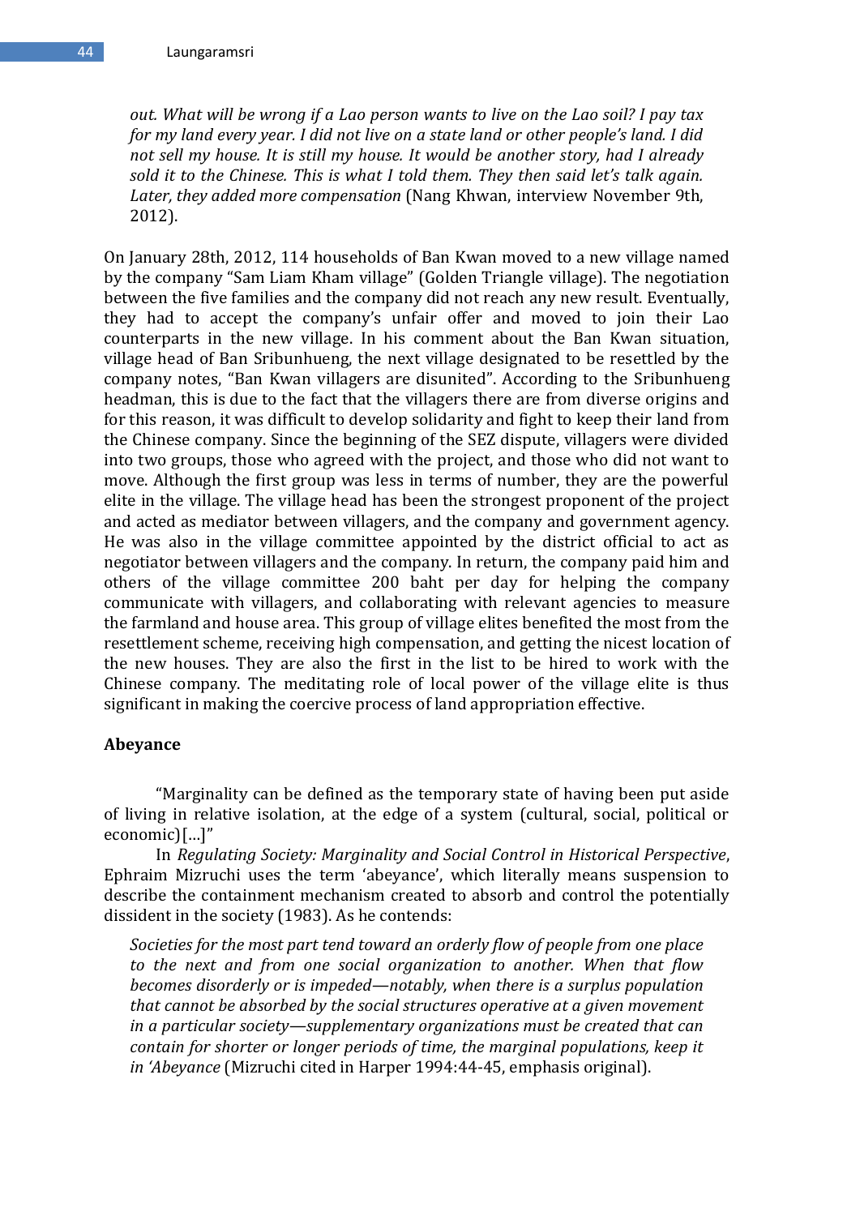*out. What will be wrong if a Lao person wants to live on the Lao soil? I pay tax for my land every year. I did not live on a state land or other people's land. I did not sell my house. It is still my house. It would be another story, had I already sold it to the Chinese. This is what I told them. They then said let's talk again. Later, they added more compensation* (Nang Khwan, interview November 9th, 2012).

On January 28th, 2012, 114 households of Ban Kwan moved to a new village named by the company "Sam Liam Kham village" (Golden Triangle village). The negotiation between the five families and the company did not reach any new result. Eventually, they had to accept the company's unfair offer and moved to join their Lao counterparts in the new village. In his comment about the Ban Kwan situation, village head of Ban Sribunhueng, the next village designated to be resettled by the company notes, "Ban Kwan villagers are disunited". According to the Sribunhueng headman, this is due to the fact that the villagers there are from diverse origins and for this reason, it was difficult to develop solidarity and fight to keep their land from the Chinese company. Since the beginning of the SEZ dispute, villagers were divided into two groups, those who agreed with the project, and those who did not want to move. Although the first group was less in terms of number, they are the powerful elite in the village. The village head has been the strongest proponent of the project and acted as mediator between villagers, and the company and government agency. He was also in the village committee appointed by the district official to act as negotiator between villagers and the company. In return, the company paid him and others of the village committee 200 baht per day for helping the company communicate with villagers, and collaborating with relevant agencies to measure the farmland and house area. This group of village elites benefited the most from the resettlement scheme, receiving high compensation, and getting the nicest location of the new houses. They are also the first in the list to be hired to work with the Chinese company. The meditating role of local power of the village elite is thus significant in making the coercive process of land appropriation effective.

## Abeyance

"Marginality can be defined as the temporary state of having been put aside of living in relative isolation, at the edge of a system (cultural, social, political or economic)[…]"

In *Regulating Society: Marginality and Social Control in Historical Perspective*, Ephraim Mizruchi uses the term 'abeyance', which literally means suspension to describe the containment mechanism created to absorb and control the potentially dissident in the society (1983). As he contends:

> *Societies for the most part tend toward an orderly flow of people from one place to the next and from one social organization to another. When that flow becomes disorderly or is impeded—notably, when there is a surplus population that cannot be absorbed by the social structures operative at a given movement in a particular society—supplementary organizations must be created that can contain for shorter or longer periods of time, the marginal populations, keep it in 'Abeyance* (Mizruchi cited in Harper 1994:44-45, emphasis original).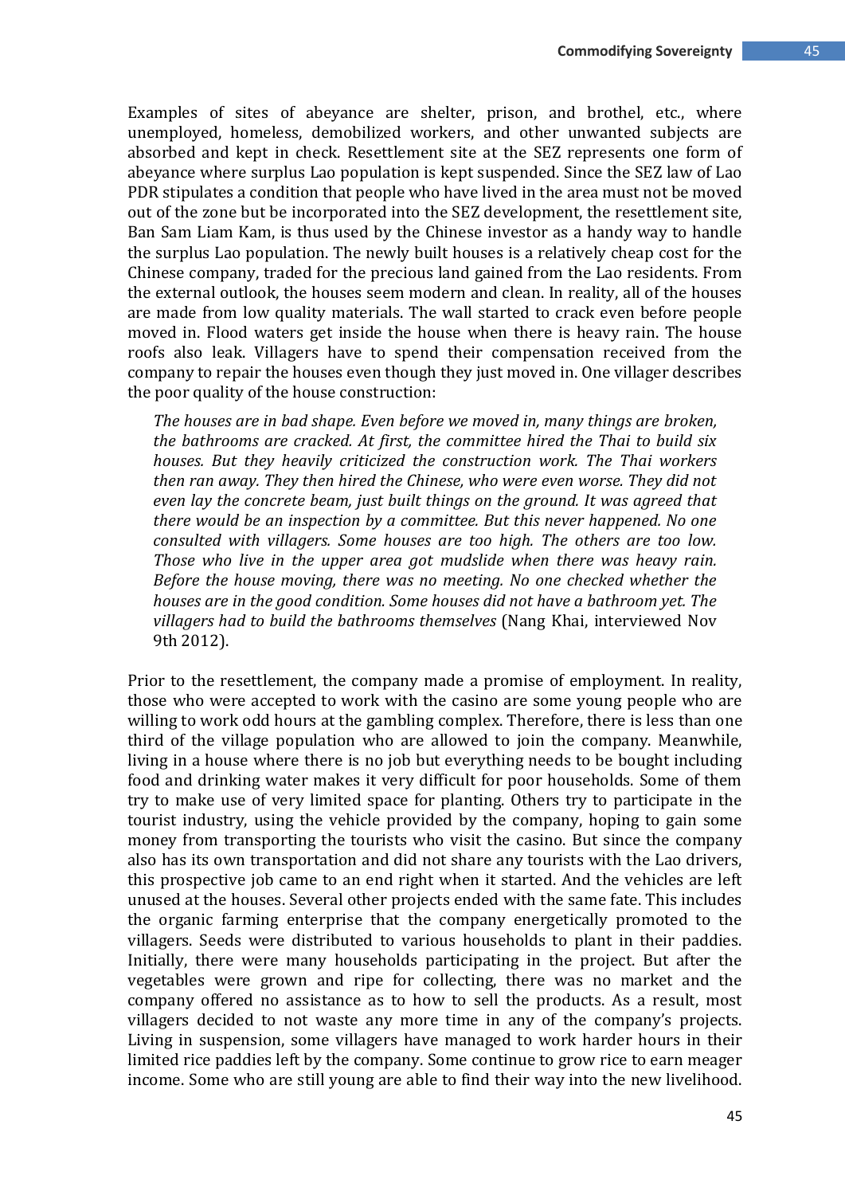Examples of sites of abeyance are shelter, prison, and brothel, etc., where unemployed, homeless, demobilized workers, and other unwanted subjects are absorbed and kept in check. Resettlement site at the SEZ represents one form of abeyance where surplus Lao population is kept suspended. Since the SEZ law of Lao PDR stipulates a condition that people who have lived in the area must not be moved out of the zone but be incorporated into the SEZ development, the resettlement site, Ban Sam Liam Kam, is thus used by the Chinese investor as a handy way to handle the surplus Lao population. The newly built houses is a relatively cheap cost for the Chinese company, traded for the precious land gained from the Lao residents. From the external outlook, the houses seem modern and clean. In reality, all of the houses are made from low quality materials. The wall started to crack even before people moved in. Flood waters get inside the house when there is heavy rain. The house roofs also leak. Villagers have to spend their compensation received from the company to repair the houses even though they just moved in. One villager describes the poor quality of the house construction:

> *The houses are in bad shape. Even before we moved in, many things are broken, the bathrooms are cracked. At first, the committee hired the Thai to build six houses. But they heavily criticized the construction work. The Thai workers then ran away. They then hired the Chinese, who were even worse. They did not even lay the concrete beam, just built things on the ground. It was agreed that there would be an inspection by a committee. But this never happened. No one consulted with villagers. Some houses are too high. The others are too low. Those who live in the upper area got mudslide when there was heavy rain. Before the house moving, there was no meeting. No one checked whether the houses are in the good condition. Some houses did not have a bathroom yet. The villagers had to build the bathrooms themselves* (Nang Khai, interviewed Nov 9th 2012).

Prior to the resettlement, the company made a promise of employment. In reality, those who were accepted to work with the casino are some young people who are willing to work odd hours at the gambling complex. Therefore, there is less than one third of the village population who are allowed to join the company. Meanwhile, living in a house where there is no job but everything needs to be bought including food and drinking water makes it very difficult for poor households. Some of them try to make use of very limited space for planting. Others try to participate in the tourist industry, using the vehicle provided by the company, hoping to gain some money from transporting the tourists who visit the casino. But since the company also has its own transportation and did not share any tourists with the Lao drivers, this prospective job came to an end right when it started. And the vehicles are left unused at the houses. Several other projects ended with the same fate. This includes the organic farming enterprise that the company energetically promoted to the villagers. Seeds were distributed to various households to plant in their paddies. Initially, there were many households participating in the project. But after the vegetables were grown and ripe for collecting, there was no market and the company offered no assistance as to how to sell the products. As a result, most villagers decided to not waste any more time in any of the company's projects. Living in suspension, some villagers have managed to work harder hours in their limited rice paddies left by the company. Some continue to grow rice to earn meager income. Some who are still young are able to find their way into the new livelihood.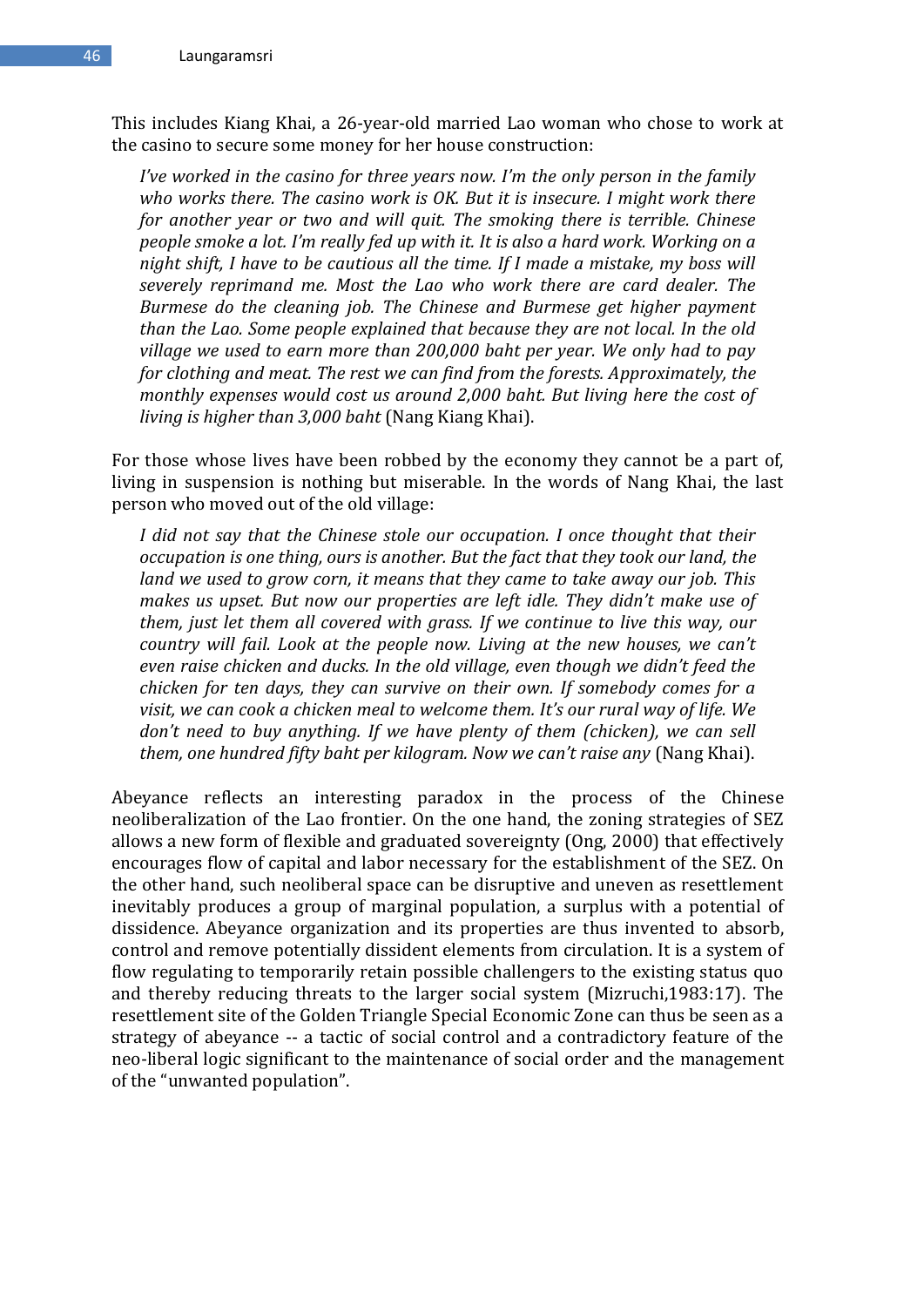This includes Kiang Khai, a 26-year-old married Lao woman who chose to work at the casino to secure some money for her house construction:

> *I've worked in the casino for three years now. I'm the only person in the family who works there. The casino work is OK. But it is insecure. I might work there for another year or two and will quit. The smoking there is terrible. Chinese people smoke a lot. I'm really fed up with it. It is also a hard work. Working on a night shift, I have to be cautious all the time. If I made a mistake, my boss will severely reprimand me. Most the Lao who work there are card dealer. The Burmese do the cleaning job. The Chinese and Burmese get higher payment than the Lao. Some people explained that because they are not local. In the old village we used to earn more than 200,000 baht per year. We only had to pay for clothing and meat. The rest we can find from the forests. Approximately, the monthly expenses would cost us around 2,000 baht. But living here the cost of living is higher than 3,000 baht* (Nang Kiang Khai).

For those whose lives have been robbed by the economy they cannot be a part of, living in suspension is nothing but miserable. In the words of Nang Khai, the last person who moved out of the old village:

> *I did not say that the Chinese stole our occupation. I once thought that their occupation is one thing, ours is another. But the fact that they took our land, the land we used to grow corn, it means that they came to take away our job. This makes us upset. But now our properties are left idle. They didn't make use of them, just let them all covered with grass. If we continue to live this way, our country will fail. Look at the people now. Living at the new houses, we can't even raise chicken and ducks. In the old village, even though we didn't feed the chicken for ten days, they can survive on their own. If somebody comes for a visit, we can cook a chicken meal to welcome them. It's our rural way of life. We don't need to buy anything. If we have plenty of them (chicken), we can sell them, one hundred fifty baht per kilogram. Now we can't raise any* (Nang Khai).

Abeyance reflects an interesting paradox in the process of the Chinese neoliberalization of the Lao frontier. On the one hand, the zoning strategies of SEZ allows a new form of flexible and graduated sovereignty (Ong, 2000) that effectively encourages flow of capital and labor necessary for the establishment of the SEZ. On the other hand, such neoliberal space can be disruptive and uneven as resettlement inevitably produces a group of marginal population, a surplus with a potential of dissidence. Abeyance organization and its properties are thus invented to absorb, control and remove potentially dissident elements from circulation. It is a system of flow regulating to temporarily retain possible challengers to the existing status quo and thereby reducing threats to the larger social system (Mizruchi,1983:17). The resettlement site of the Golden Triangle Special Economic Zone can thus be seen as a strategy of abeyance -- a tactic of social control and a contradictory feature of the neo-liberal logic significant to the maintenance of social order and the management of the "unwanted population".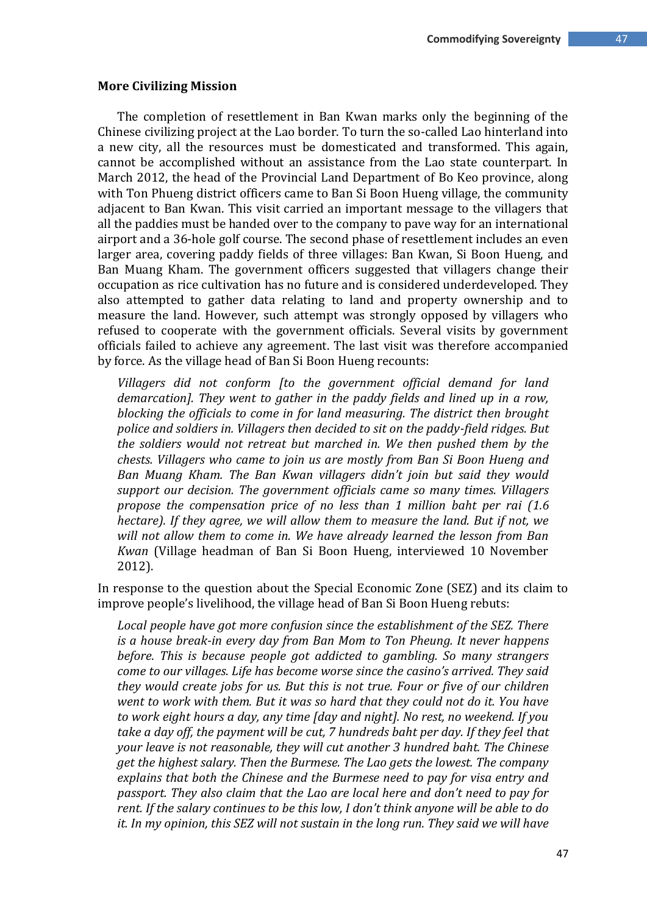### More Civilizing Mission

The completion of resettlement in Ban Kwan marks only the beginning of the Chinese civilizing project at the Lao border. To turn the so-called Lao hinterland into a new city, all the resources must be domesticated and transformed. This again, cannot be accomplished without an assistance from the Lao state counterpart. In March 2012, the head of the Provincial Land Department of Bo Keo province, along with Ton Phueng district officers came to Ban Si Boon Hueng village, the community adjacent to Ban Kwan. This visit carried an important message to the villagers that all the paddies must be handed over to the company to pave way for an international airport and a 36-hole golf course. The second phase of resettlement includes an even larger area, covering paddy fields of three villages: Ban Kwan, Si Boon Hueng, and Ban Muang Kham. The government officers suggested that villagers change their occupation as rice cultivation has no future and is considered underdeveloped. They also attempted to gather data relating to land and property ownership and to measure the land. However, such attempt was strongly opposed by villagers who refused to cooperate with the government officials. Several visits by government officials failed to achieve any agreement. The last visit was therefore accompanied by force. As the village head of Ban Si Boon Hueng recounts:

> *Villagers did not conform [to the government official demand for land demarcation]. They went to gather in the paddy fields and lined up in a row, blocking the officials to come in for land measuring. The district then brought police and soldiers in. Villagers then decided to sit on the paddy-field ridges. But the soldiers would not retreat but marched in. We then pushed them by the chests. Villagers who came to join us are mostly from Ban Si Boon Hueng and Ban Muang Kham. The Ban Kwan villagers didn't join but said they would support our decision. The government officials came so many times. Villagers propose the compensation price of no less than 1 million baht per rai (1.6 hectare). If they agree, we will allow them to measure the land. But if not, we will not allow them to come in. We have already learned the lesson from Ban Kwan* (Village headman of Ban Si Boon Hueng, interviewed 10 November 2012).

In response to the question about the Special Economic Zone (SEZ) and its claim to improve people's livelihood, the village head of Ban Si Boon Hueng rebuts:

> *Local people have got more confusion since the establishment of the SEZ. There is a house break-in every day from Ban Mom to Ton Pheung. It never happens before. This is because people got addicted to gambling. So many strangers come to our villages. Life has become worse since the casino's arrived. They said they would create jobs for us. But this is not true. Four or five of our children went to work with them. But it was so hard that they could not do it. You have to work eight hours a day, any time [day and night]. No rest, no weekend. If you take a day off, the payment will be cut, 7 hundreds baht per day. If they feel that your leave is not reasonable, they will cut another 3 hundred baht. The Chinese get the highest salary. Then the Burmese. The Lao gets the lowest. The company explains that both the Chinese and the Burmese need to pay for visa entry and passport. They also claim that the Lao are local here and don't need to pay for rent. If the salary continues to be this low, I don't think anyone will be able to do it. In my opinion, this SEZ will not sustain in the long run. They said we will have*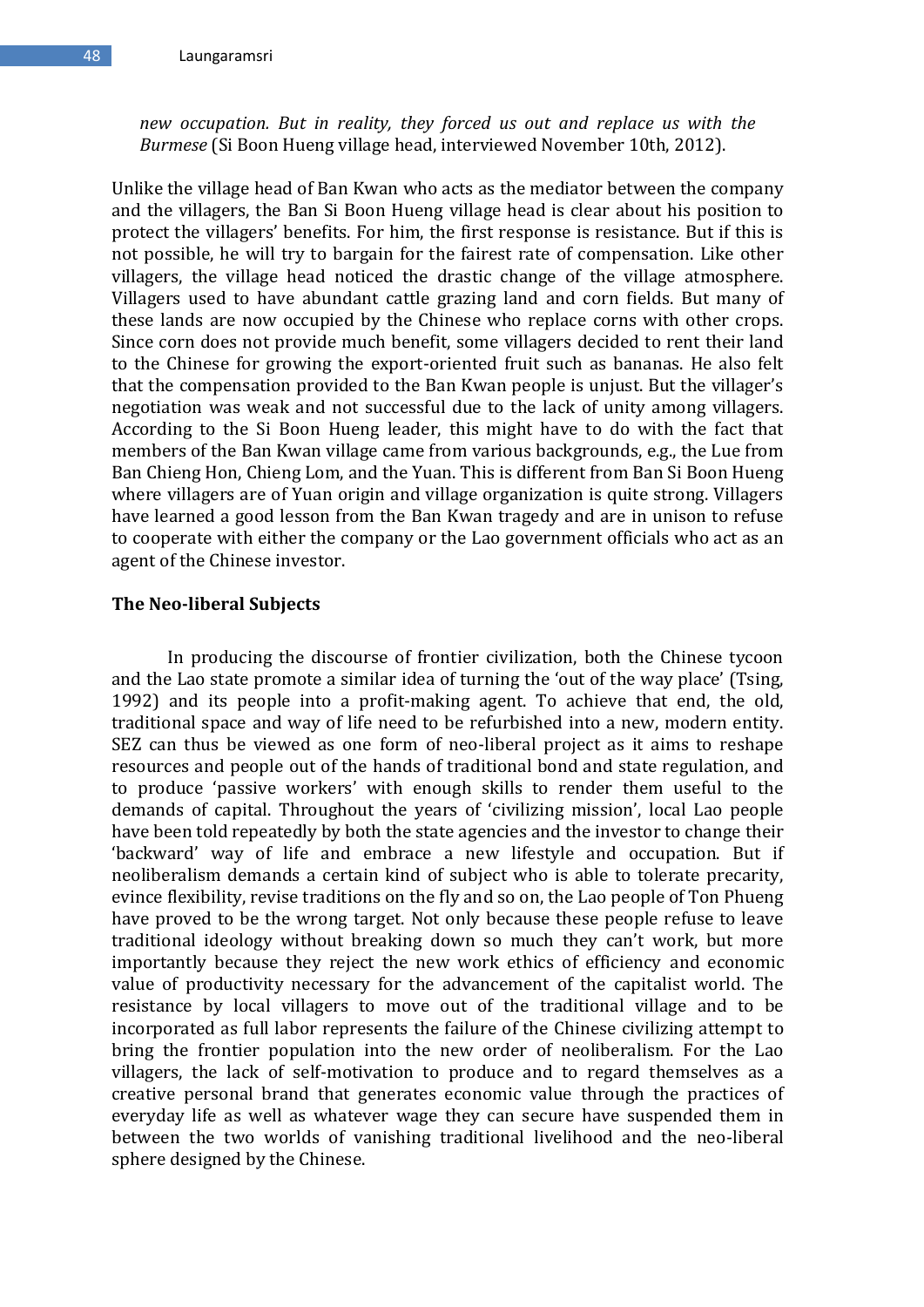*new occupation. But in reality, they forced us out and replace us with the Burmese* (Si Boon Hueng village head, interviewed November 10th, 2012).

Unlike the village head of Ban Kwan who acts as the mediator between the company and the villagers, the Ban Si Boon Hueng village head is clear about his position to protect the villagers' benefits. For him, the first response is resistance. But if this is not possible, he will try to bargain for the fairest rate of compensation. Like other villagers, the village head noticed the drastic change of the village atmosphere. Villagers used to have abundant cattle grazing land and corn fields. But many of these lands are now occupied by the Chinese who replace corns with other crops. Since corn does not provide much benefit, some villagers decided to rent their land to the Chinese for growing the export-oriented fruit such as bananas. He also felt that the compensation provided to the Ban Kwan people is unjust. But the villager's negotiation was weak and not successful due to the lack of unity among villagers. According to the Si Boon Hueng leader, this might have to do with the fact that members of the Ban Kwan village came from various backgrounds, e.g., the Lue from Ban Chieng Hon, Chieng Lom, and the Yuan. This is different from Ban Si Boon Hueng where villagers are of Yuan origin and village organization is quite strong. Villagers have learned a good lesson from the Ban Kwan tragedy and are in unison to refuse to cooperate with either the company or the Lao government officials who act as an agent of the Chinese investor.

### The Neo-liberal Subjects

In producing the discourse of frontier civilization, both the Chinese tycoon and the Lao state promote a similar idea of turning the 'out of the way place' (Tsing, 1992) and its people into a profit-making agent. To achieve that end, the old, traditional space and way of life need to be refurbished into a new, modern entity. SEZ can thus be viewed as one form of neo-liberal project as it aims to reshape resources and people out of the hands of traditional bond and state regulation, and to produce 'passive workers' with enough skills to render them useful to the demands of capital. Throughout the years of 'civilizing mission', local Lao people have been told repeatedly by both the state agencies and the investor to change their 'backward' way of life and embrace a new lifestyle and occupation. But if neoliberalism demands a certain kind of subject who is able to tolerate precarity, evince flexibility, revise traditions on the fly and so on, the Lao people of Ton Phueng have proved to be the wrong target. Not only because these people refuse to leave traditional ideology without breaking down so much they can't work, but more importantly because they reject the new work ethics of efficiency and economic value of productivity necessary for the advancement of the capitalist world. The resistance by local villagers to move out of the traditional village and to be incorporated as full labor represents the failure of the Chinese civilizing attempt to bring the frontier population into the new order of neoliberalism. For the Lao villagers, the lack of self-motivation to produce and to regard themselves as a creative personal brand that generates economic value through the practices of everyday life as well as whatever wage they can secure have suspended them in between the two worlds of vanishing traditional livelihood and the neo-liberal sphere designed by the Chinese.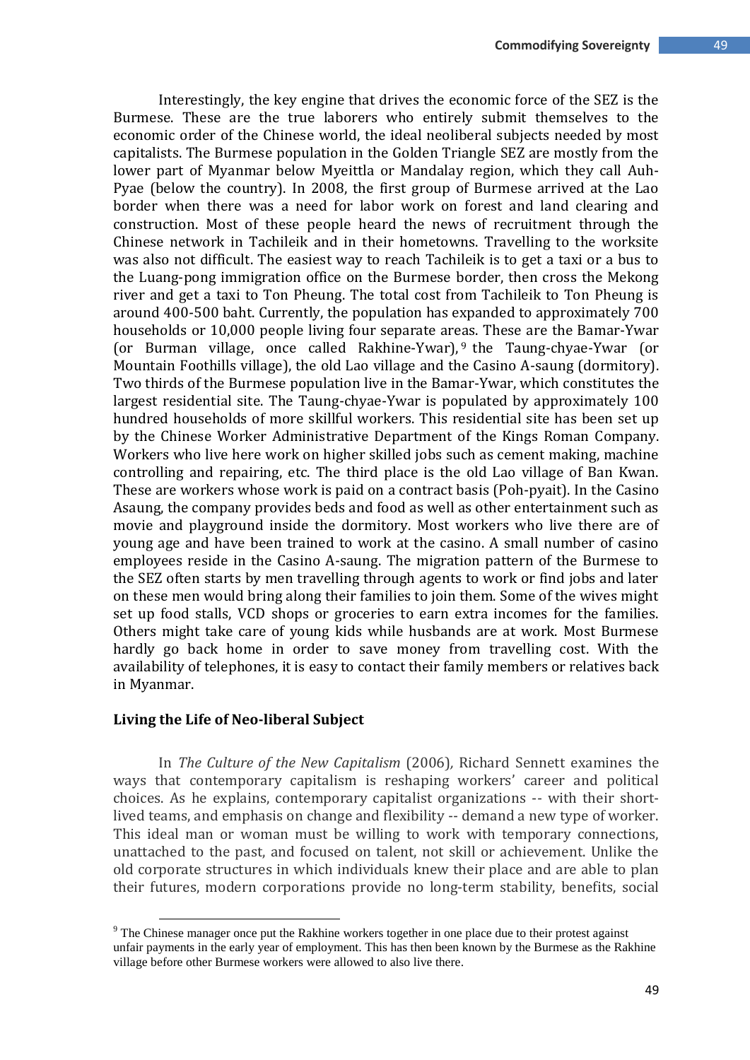Interestingly, the key engine that drives the economic force of the SEZ is the Burmese. These are the true laborers who entirely submit themselves to the economic order of the Chinese world, the ideal neoliberal subjects needed by most capitalists. The Burmese population in the Golden Triangle SEZ are mostly from the lower part of Myanmar below Myeittla or Mandalay region, which they call Auh-Pyae (below the country). In 2008, the first group of Burmese arrived at the Lao border when there was a need for labor work on forest and land clearing and construction. Most of these people heard the news of recruitment through the Chinese network in Tachileik and in their hometowns. Travelling to the worksite was also not difficult. The easiest way to reach Tachileik is to get a taxi or a bus to the Luang-pong immigration office on the Burmese border, then cross the Mekong river and get a taxi to Ton Pheung. The total cost from Tachileik to Ton Pheung is around 400-500 baht. Currently, the population has expanded to approximately 700 households or 10,000 people living four separate areas. These are the Bamar-Ywar (or Burman village, once called Rakhine-Ywar),[9] the Taung-chyae-Ywar (or Mountain Foothills village), the old Lao village and the Casino A-saung (dormitory). Two thirds of the Burmese population live in the Bamar-Ywar, which constitutes the largest residential site. The Taung-chyae-Ywar is populated by approximately 100 hundred households of more skillful workers. This residential site has been set up by the Chinese Worker Administrative Department of the Kings Roman Company. Workers who live here work on higher skilled jobs such as cement making, machine controlling and repairing, etc. The third place is the old Lao village of Ban Kwan. These are workers whose work is paid on a contract basis (Poh-pyait). In the Casino Asaung, the company provides beds and food as well as other entertainment such as movie and playground inside the dormitory. Most workers who live there are of young age and have been trained to work at the casino. A small number of casino employees reside in the Casino A-saung. The migration pattern of the Burmese to the SEZ often starts by men travelling through agents to work or find jobs and later on these men would bring along their families to join them. Some of the wives might set up food stalls, VCD shops or groceries to earn extra incomes for the families. Others might take care of young kids while husbands are at work. Most Burmese hardly go back home in order to save money from travelling cost. With the availability of telephones, it is easy to contact their family members or relatives back in Myanmar.

## Living the Life of Neo-liberal Subject

In *The Culture of the New Capitalism* (2006), Richard Sennett examines the ways that contemporary capitalism is reshaping workers' career and political choices. As he explains, contemporary capitalist organizations -- with their short-lived teams, and emphasis on change and flexibility -- demand a new type of worker. This ideal man or woman must be willing to work with temporary connections, unattached to the past, and focused on talent, not skill or achievement. Unlike the old corporate structures in which individuals knew their place and are able to plan their futures, modern corporations provide no long-term stability, benefits, social

---

[9] The Chinese manager once put the Rakhine workers together in one place due to their protest against unfair payments in the early year of employment. This has then been known by the Burmese as the Rakhine village before other Burmese workers were allowed to also live there.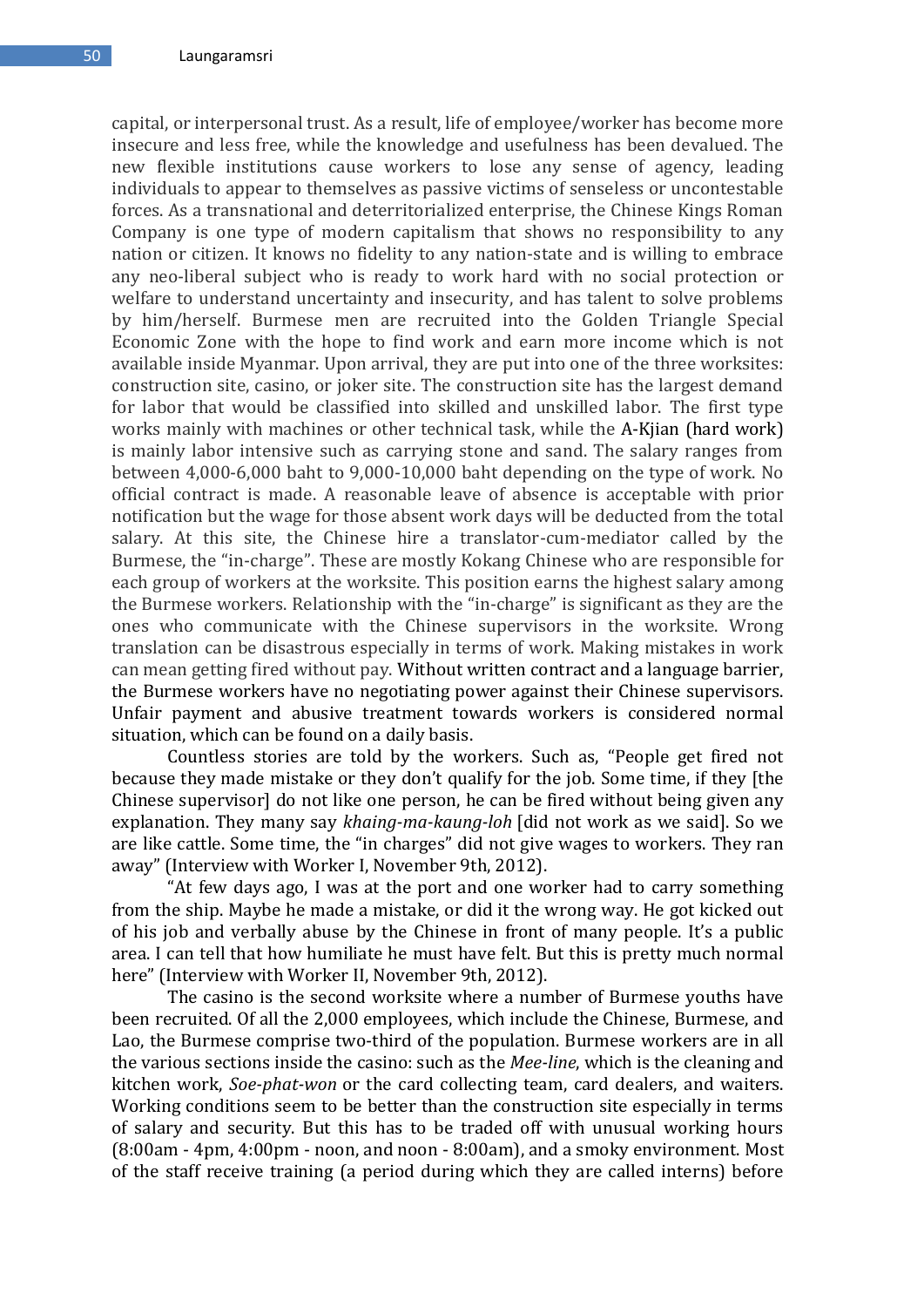capital, or interpersonal trust. As a result, life of employee/worker has become more insecure and less free, while the knowledge and usefulness has been devalued. The new flexible institutions cause workers to lose any sense of agency, leading individuals to appear to themselves as passive victims of senseless or uncontestable forces. As a transnational and deterritorialized enterprise, the Chinese Kings Roman Company is one type of modern capitalism that shows no responsibility to any nation or citizen. It knows no fidelity to any nation-state and is willing to embrace any neo-liberal subject who is ready to work hard with no social protection or welfare to understand uncertainty and insecurity, and has talent to solve problems by him/herself. Burmese men are recruited into the Golden Triangle Special Economic Zone with the hope to find work and earn more income which is not available inside Myanmar. Upon arrival, they are put into one of the three worksites: construction site, casino, or joker site. The construction site has the largest demand for labor that would be classified into skilled and unskilled labor. The first type works mainly with machines or other technical task, while the A-Kjian (hard work) is mainly labor intensive such as carrying stone and sand. The salary ranges from between 4,000-6,000 baht to 9,000-10,000 baht depending on the type of work. No official contract is made. A reasonable leave of absence is acceptable with prior notification but the wage for those absent work days will be deducted from the total salary. At this site, the Chinese hire a translator-cum-mediator called by the Burmese, the "in-charge". These are mostly Kokang Chinese who are responsible for each group of workers at the worksite. This position earns the highest salary among the Burmese workers. Relationship with the "in-charge" is significant as they are the ones who communicate with the Chinese supervisors in the worksite. Wrong translation can be disastrous especially in terms of work. Making mistakes in work can mean getting fired without pay. Without written contract and a language barrier, the Burmese workers have no negotiating power against their Chinese supervisors. Unfair payment and abusive treatment towards workers is considered normal situation, which can be found on a daily basis.

Countless stories are told by the workers. Such as, "People get fired not because they made mistake or they don't qualify for the job. Some time, if they [the Chinese supervisor] do not like one person, he can be fired without being given any explanation. They many say *khaing-ma-kaung-loh* [did not work as we said]. So we are like cattle. Some time, the "in charges" did not give wages to workers. They ran away" (Interview with Worker I, November 9th, 2012).

"At few days ago, I was at the port and one worker had to carry something from the ship. Maybe he made a mistake, or did it the wrong way. He got kicked out of his job and verbally abuse by the Chinese in front of many people. It's a public area. I can tell that how humiliate he must have felt. But this is pretty much normal here" (Interview with Worker II, November 9th, 2012).

The casino is the second worksite where a number of Burmese youths have been recruited. Of all the 2,000 employees, which include the Chinese, Burmese, and Lao, the Burmese comprise two-third of the population. Burmese workers are in all the various sections inside the casino: such as the *Mee-line*, which is the cleaning and kitchen work, *Soe-phat-won* or the card collecting team, card dealers, and waiters. Working conditions seem to be better than the construction site especially in terms of salary and security. But this has to be traded off with unusual working hours (8:00am - 4pm, 4:00pm - noon, and noon - 8:00am), and a smoky environment. Most of the staff receive training (a period during which they are called interns) before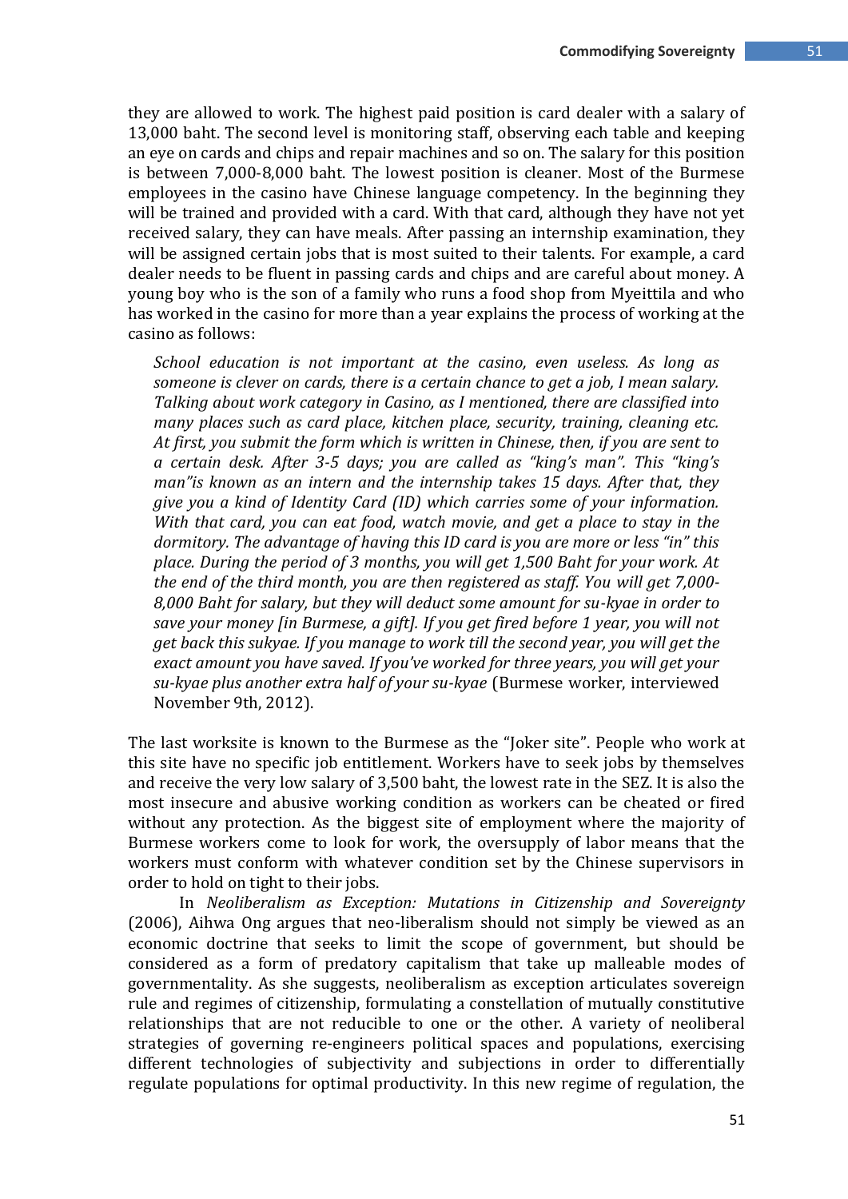they are allowed to work. The highest paid position is card dealer with a salary of 13,000 baht. The second level is monitoring staff, observing each table and keeping an eye on cards and chips and repair machines and so on. The salary for this position is between 7,000-8,000 baht. The lowest position is cleaner. Most of the Burmese employees in the casino have Chinese language competency. In the beginning they will be trained and provided with a card. With that card, although they have not yet received salary, they can have meals. After passing an internship examination, they will be assigned certain jobs that is most suited to their talents. For example, a card dealer needs to be fluent in passing cards and chips and are careful about money. A young boy who is the son of a family who runs a food shop from Myeittila and who has worked in the casino for more than a year explains the process of working at the casino as follows:

> *School education is not important at the casino, even useless. As long as someone is clever on cards, there is a certain chance to get a job, I mean salary. Talking about work category in Casino, as I mentioned, there are classified into many places such as card place, kitchen place, security, training, cleaning etc. At first, you submit the form which is written in Chinese, then, if you are sent to a certain desk. After 3-5 days; you are called as "king's man". This "king's man"is known as an intern and the internship takes 15 days. After that, they give you a kind of Identity Card (ID) which carries some of your information. With that card, you can eat food, watch movie, and get a place to stay in the dormitory. The advantage of having this ID card is you are more or less "in" this place. During the period of 3 months, you will get 1,500 Baht for your work. At the end of the third month, you are then registered as staff. You will get 7,000-8,000 Baht for salary, but they will deduct some amount for su-kyae in order to save your money [in Burmese, a gift]. If you get fired before 1 year, you will not get back this sukyae. If you manage to work till the second year, you will get the exact amount you have saved. If you've worked for three years, you will get your su-kyae plus another extra half of your su-kyae* (Burmese worker, interviewed November 9th, 2012).

The last worksite is known to the Burmese as the "Joker site". People who work at this site have no specific job entitlement. Workers have to seek jobs by themselves and receive the very low salary of 3,500 baht, the lowest rate in the SEZ. It is also the most insecure and abusive working condition as workers can be cheated or fired without any protection. As the biggest site of employment where the majority of Burmese workers come to look for work, the oversupply of labor means that the workers must conform with whatever condition set by the Chinese supervisors in order to hold on tight to their jobs.

In *Neoliberalism as Exception: Mutations in Citizenship and Sovereignty* (2006), Aihwa Ong argues that neo-liberalism should not simply be viewed as an economic doctrine that seeks to limit the scope of government, but should be considered as a form of predatory capitalism that take up malleable modes of governmentality. As she suggests, neoliberalism as exception articulates sovereign rule and regimes of citizenship, formulating a constellation of mutually constitutive relationships that are not reducible to one or the other. A variety of neoliberal strategies of governing re-engineers political spaces and populations, exercising different technologies of subjectivity and subjections in order to differentially regulate populations for optimal productivity. In this new regime of regulation, the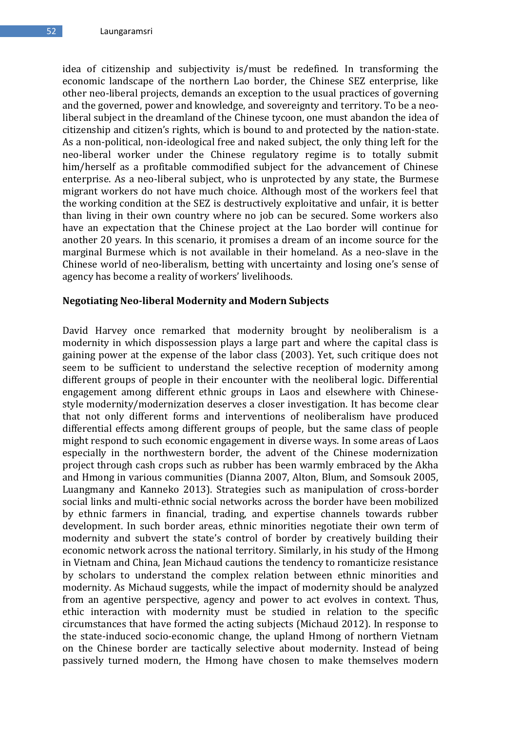idea of citizenship and subjectivity is/must be redefined. In transforming the economic landscape of the northern Lao border, the Chinese SEZ enterprise, like other neo-liberal projects, demands an exception to the usual practices of governing and the governed, power and knowledge, and sovereignty and territory. To be a neo-liberal subject in the dreamland of the Chinese tycoon, one must abandon the idea of citizenship and citizen's rights, which is bound to and protected by the nation-state. As a non-political, non-ideological free and naked subject, the only thing left for the neo-liberal worker under the Chinese regulatory regime is to totally submit him/herself as a profitable commodified subject for the advancement of Chinese enterprise. As a neo-liberal subject, who is unprotected by any state, the Burmese migrant workers do not have much choice. Although most of the workers feel that the working condition at the SEZ is destructively exploitative and unfair, it is better than living in their own country where no job can be secured. Some workers also have an expectation that the Chinese project at the Lao border will continue for another 20 years. In this scenario, it promises a dream of an income source for the marginal Burmese which is not available in their homeland. As a neo-slave in the Chinese world of neo-liberalism, betting with uncertainty and losing one's sense of agency has become a reality of workers' livelihoods.

**Negotiating Neo-liberal Modernity and Modern Subjects**

David Harvey once remarked that modernity brought by neoliberalism is a modernity in which dispossession plays a large part and where the capital class is gaining power at the expense of the labor class (2003). Yet, such critique does not seem to be sufficient to understand the selective reception of modernity among different groups of people in their encounter with the neoliberal logic. Differential engagement among different ethnic groups in Laos and elsewhere with Chinese-style modernity/modernization deserves a closer investigation. It has become clear that not only different forms and interventions of neoliberalism have produced differential effects among different groups of people, but the same class of people might respond to such economic engagement in diverse ways. In some areas of Laos especially in the northwestern border, the advent of the Chinese modernization project through cash crops such as rubber has been warmly embraced by the Akha and Hmong in various communities (Dianna 2007, Alton, Blum, and Somsouk 2005, Luangmany and Kanneko 2013). Strategies such as manipulation of cross-border social links and multi-ethnic social networks across the border have been mobilized by ethnic farmers in financial, trading, and expertise channels towards rubber development. In such border areas, ethnic minorities negotiate their own term of modernity and subvert the state's control of border by creatively building their economic network across the national territory. Similarly, in his study of the Hmong in Vietnam and China, Jean Michaud cautions the tendency to romanticize resistance by scholars to understand the complex relation between ethnic minorities and modernity. As Michaud suggests, while the impact of modernity should be analyzed from an agentive perspective, agency and power to act evolves in context. Thus, ethic interaction with modernity must be studied in relation to the specific circumstances that have formed the acting subjects (Michaud 2012). In response to the state-induced socio-economic change, the upland Hmong of northern Vietnam on the Chinese border are tactically selective about modernity. Instead of being passively turned modern, the Hmong have chosen to make themselves modern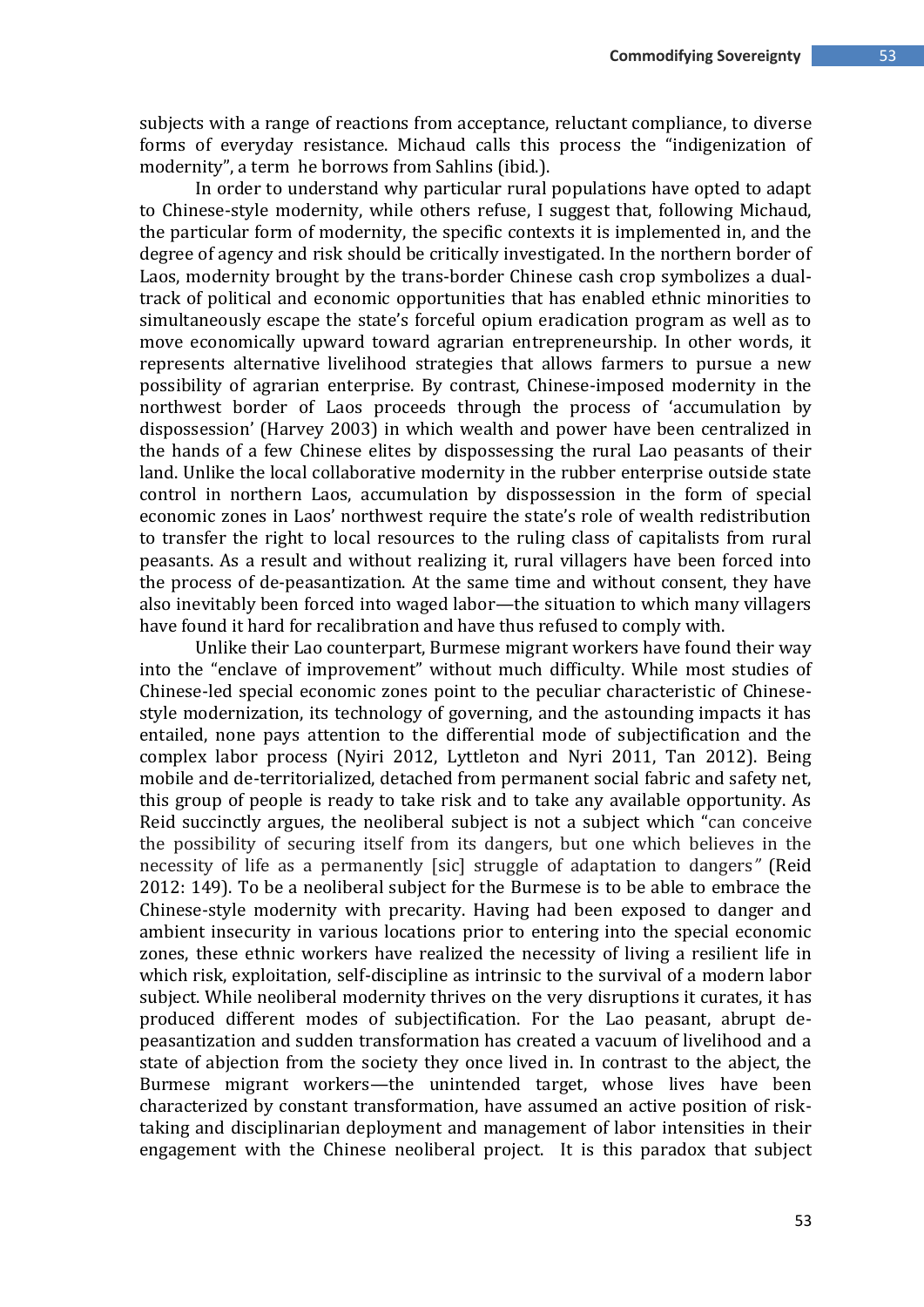subjects with a range of reactions from acceptance, reluctant compliance, to diverse forms of everyday resistance. Michaud calls this process the "indigenization of modernity", a term he borrows from Sahlins (ibid.).

In order to understand why particular rural populations have opted to adapt to Chinese-style modernity, while others refuse, I suggest that, following Michaud, the particular form of modernity, the specific contexts it is implemented in, and the degree of agency and risk should be critically investigated. In the northern border of Laos, modernity brought by the trans-border Chinese cash crop symbolizes a dual-track of political and economic opportunities that has enabled ethnic minorities to simultaneously escape the state's forceful opium eradication program as well as to move economically upward toward agrarian entrepreneurship. In other words, it represents alternative livelihood strategies that allows farmers to pursue a new possibility of agrarian enterprise. By contrast, Chinese-imposed modernity in the northwest border of Laos proceeds through the process of 'accumulation by dispossession' (Harvey 2003) in which wealth and power have been centralized in the hands of a few Chinese elites by dispossessing the rural Lao peasants of their land. Unlike the local collaborative modernity in the rubber enterprise outside state control in northern Laos, accumulation by dispossession in the form of special economic zones in Laos' northwest require the state's role of wealth redistribution to transfer the right to local resources to the ruling class of capitalists from rural peasants. As a result and without realizing it, rural villagers have been forced into the process of de-peasantization. At the same time and without consent, they have also inevitably been forced into waged labor—the situation to which many villagers have found it hard for recalibration and have thus refused to comply with.

Unlike their Lao counterpart, Burmese migrant workers have found their way into the "enclave of improvement" without much difficulty. While most studies of Chinese-led special economic zones point to the peculiar characteristic of Chinese-style modernization, its technology of governing, and the astounding impacts it has entailed, none pays attention to the differential mode of subjectification and the complex labor process (Nyiri 2012, Lyttleton and Nyri 2011, Tan 2012). Being mobile and de-territorialized, detached from permanent social fabric and safety net, this group of people is ready to take risk and to take any available opportunity. As Reid succinctly argues, the neoliberal subject is not a subject which "can conceive the possibility of securing itself from its dangers, but one which believes in the necessity of life as a permanently [sic] struggle of adaptation to dangers" (Reid 2012: 149). To be a neoliberal subject for the Burmese is to be able to embrace the Chinese-style modernity with precarity. Having had been exposed to danger and ambient insecurity in various locations prior to entering into the special economic zones, these ethnic workers have realized the necessity of living a resilient life in which risk, exploitation, self-discipline as intrinsic to the survival of a modern labor subject. While neoliberal modernity thrives on the very disruptions it curates, it has produced different modes of subjectification. For the Lao peasant, abrupt de-peasantization and sudden transformation has created a vacuum of livelihood and a state of abjection from the society they once lived in. In contrast to the abject, the Burmese migrant workers—the unintended target, whose lives have been characterized by constant transformation, have assumed an active position of risk-taking and disciplinarian deployment and management of labor intensities in their engagement with the Chinese neoliberal project. It is this paradox that subject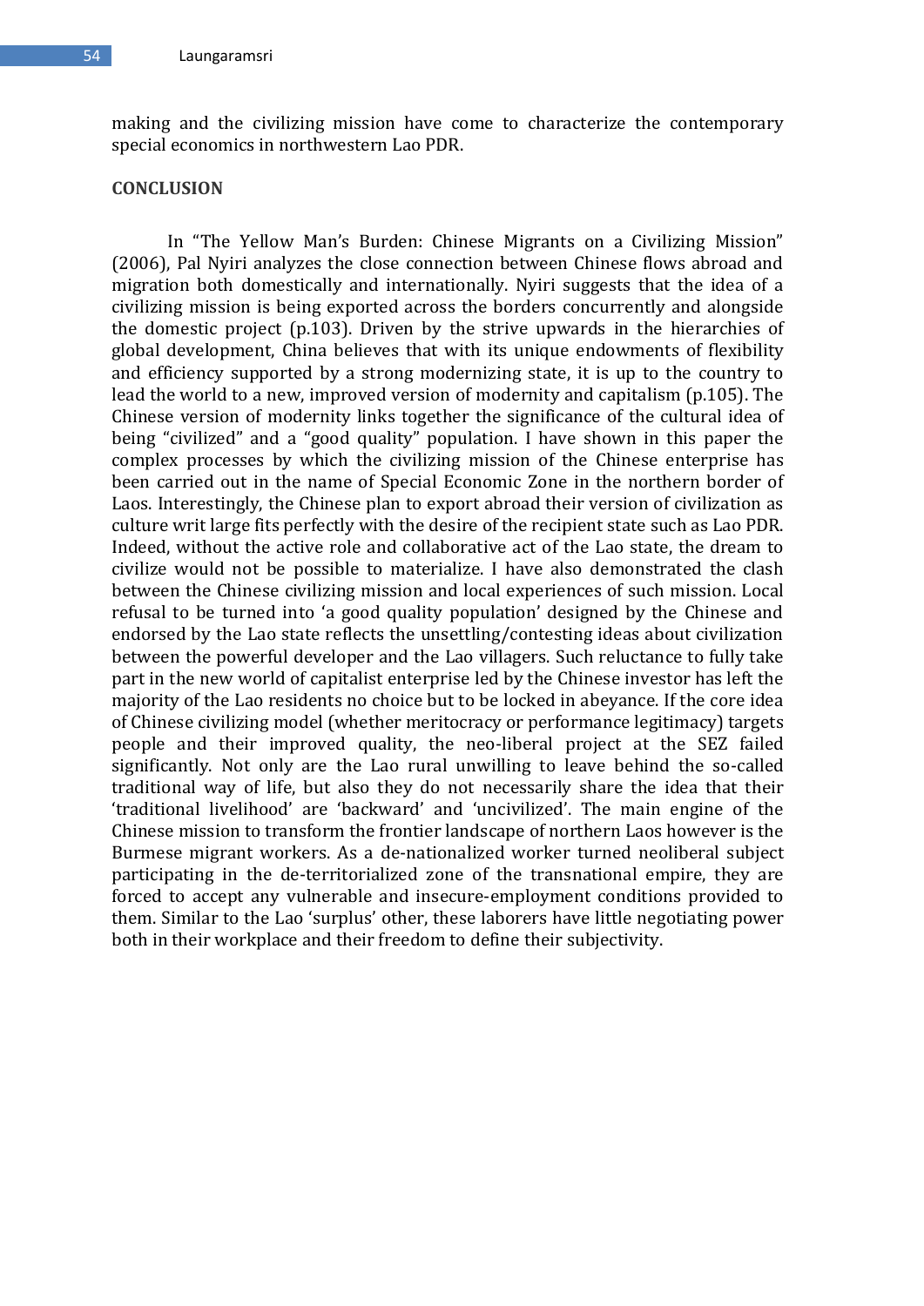making and the civilizing mission have come to characterize the contemporary special economics in northwestern Lao PDR.

## CONCLUSION

In "The Yellow Man's Burden: Chinese Migrants on a Civilizing Mission" (2006), Pal Nyiri analyzes the close connection between Chinese flows abroad and migration both domestically and internationally. Nyiri suggests that the idea of a civilizing mission is being exported across the borders concurrently and alongside the domestic project (p.103). Driven by the strive upwards in the hierarchies of global development, China believes that with its unique endowments of flexibility and efficiency supported by a strong modernizing state, it is up to the country to lead the world to a new, improved version of modernity and capitalism (p.105). The Chinese version of modernity links together the significance of the cultural idea of being "civilized" and a "good quality" population. I have shown in this paper the complex processes by which the civilizing mission of the Chinese enterprise has been carried out in the name of Special Economic Zone in the northern border of Laos. Interestingly, the Chinese plan to export abroad their version of civilization as culture writ large fits perfectly with the desire of the recipient state such as Lao PDR. Indeed, without the active role and collaborative act of the Lao state, the dream to civilize would not be possible to materialize. I have also demonstrated the clash between the Chinese civilizing mission and local experiences of such mission. Local refusal to be turned into 'a good quality population' designed by the Chinese and endorsed by the Lao state reflects the unsettling/contesting ideas about civilization between the powerful developer and the Lao villagers. Such reluctance to fully take part in the new world of capitalist enterprise led by the Chinese investor has left the majority of the Lao residents no choice but to be locked in abeyance. If the core idea of Chinese civilizing model (whether meritocracy or performance legitimacy) targets people and their improved quality, the neo-liberal project at the SEZ failed significantly. Not only are the Lao rural unwilling to leave behind the so-called traditional way of life, but also they do not necessarily share the idea that their 'traditional livelihood' are 'backward' and 'uncivilized'. The main engine of the Chinese mission to transform the frontier landscape of northern Laos however is the Burmese migrant workers. As a de-nationalized worker turned neoliberal subject participating in the de-territorialized zone of the transnational empire, they are forced to accept any vulnerable and insecure-employment conditions provided to them. Similar to the Lao 'surplus' other, these laborers have little negotiating power both in their workplace and their freedom to define their subjectivity.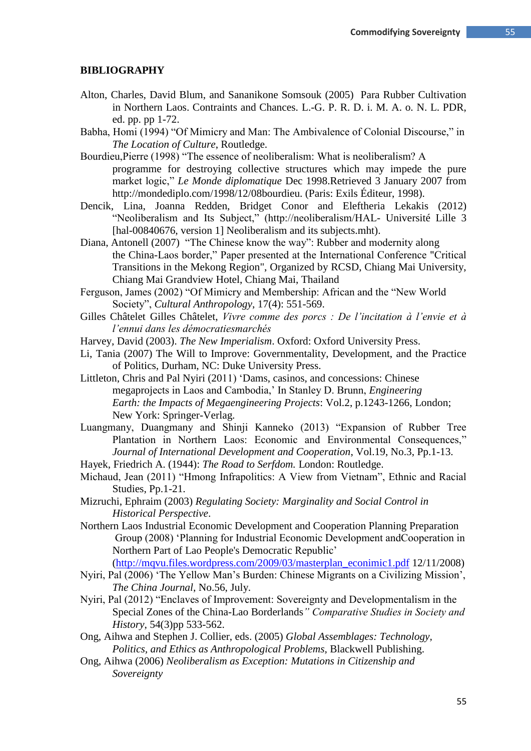**BIBLIOGRAPHY**

Alton, Charles, David Blum, and Sananikone Somsouk (2005) Para Rubber Cultivation in Northern Laos. Contraints and Chances. L.-G. P. R. D. i. M. A. o. N. L. PDR, ed. pp. pp 1-72.

Babha, Homi (1994) "Of Mimicry and Man: The Ambivalence of Colonial Discourse," in *The Location of Culture*, Routledge.

Bourdieu,Pierre (1998) "The essence of neoliberalism: What is neoliberalism? A programme for destroying collective structures which may impede the pure market logic," *Le Monde diplomatique* Dec 1998.Retrieved 3 January 2007 from http://mondediplo.com/1998/12/08bourdieu. (Paris: Exils Éditeur, 1998).

Dencik, Lina, Joanna Redden, Bridget Conor and Eleftheria Lekakis (2012) "Neoliberalism and Its Subject," (http://neoliberalism/HAL- Université Lille 3 [hal-00840676, version 1] Neoliberalism and its subjects.mht).

Diana, Antonell (2007) "The Chinese know the way": Rubber and modernity along the China-Laos border," Paper presented at the International Conference "Critical Transitions in the Mekong Region", Organized by RCSD, Chiang Mai University, Chiang Mai Grandview Hotel, Chiang Mai, Thailand

Ferguson, James (2002) "Of Mimicry and Membership: African and the "New World Society", *Cultural Anthropology*, 17(4): 551-569.

Gilles Châtelet Gilles Châtelet, *Vivre comme des porcs : De l'incitation à l'envie et à l'ennui dans les démocratiesmarchés*

Harvey, David (2003). *The New Imperialism*. Oxford: Oxford University Press.

Li, Tania (2007) The Will to Improve: Governmentality, Development, and the Practice of Politics, Durham, NC: Duke University Press.

Littleton, Chris and Pal Nyiri (2011) 'Dams, casinos, and concessions: Chinese megaprojects in Laos and Cambodia,' In Stanley D. Brunn, *Engineering Earth: the Impacts of Megaengineering Projects*: Vol.2, p.1243-1266, London; New York: Springer-Verlag.

Luangmany, Duangmany and Shinji Kanneko (2013) "Expansion of Rubber Tree Plantation in Northern Laos: Economic and Environmental Consequences," *Journal of International Development and Cooperation*, Vol.19, No.3, Pp.1-13.

Hayek, Friedrich A. (1944): *The Road to Serfdom.* London: Routledge.

Michaud, Jean (2011) "Hmong Infrapolitics: A View from Vietnam", Ethnic and Racial Studies, Pp.1-21.

Mizruchi, Ephraim (2003) *Regulating Society: Marginality and Social Control in Historical Perspective*.

Northern Laos Industrial Economic Development and Cooperation Planning Preparation Group (2008) 'Planning for Industrial Economic Development andCooperation in Northern Part of Lao People's Democratic Republic' (http://mqvu.files.wordpress.com/2009/03/masterplan_econimic1.pdf 12/11/2008)

Nyiri, Pal (2006) 'The Yellow Man's Burden: Chinese Migrants on a Civilizing Mission', *The China Journal*, No.56, July.

Nyiri, Pal (2012) "Enclaves of Improvement: Sovereignty and Developmentalism in the Special Zones of the China-Lao Borderlands*" Comparative Studies in Society and History*, 54(3)pp 533-562.

Ong, Aihwa and Stephen J. Collier, eds. (2005) *Global Assemblages: Technology, Politics, and Ethics as Anthropological Problems,* Blackwell Publishing.

Ong, Aihwa (2006) *Neoliberalism as Exception: Mutations in Citizenship and Sovereignty*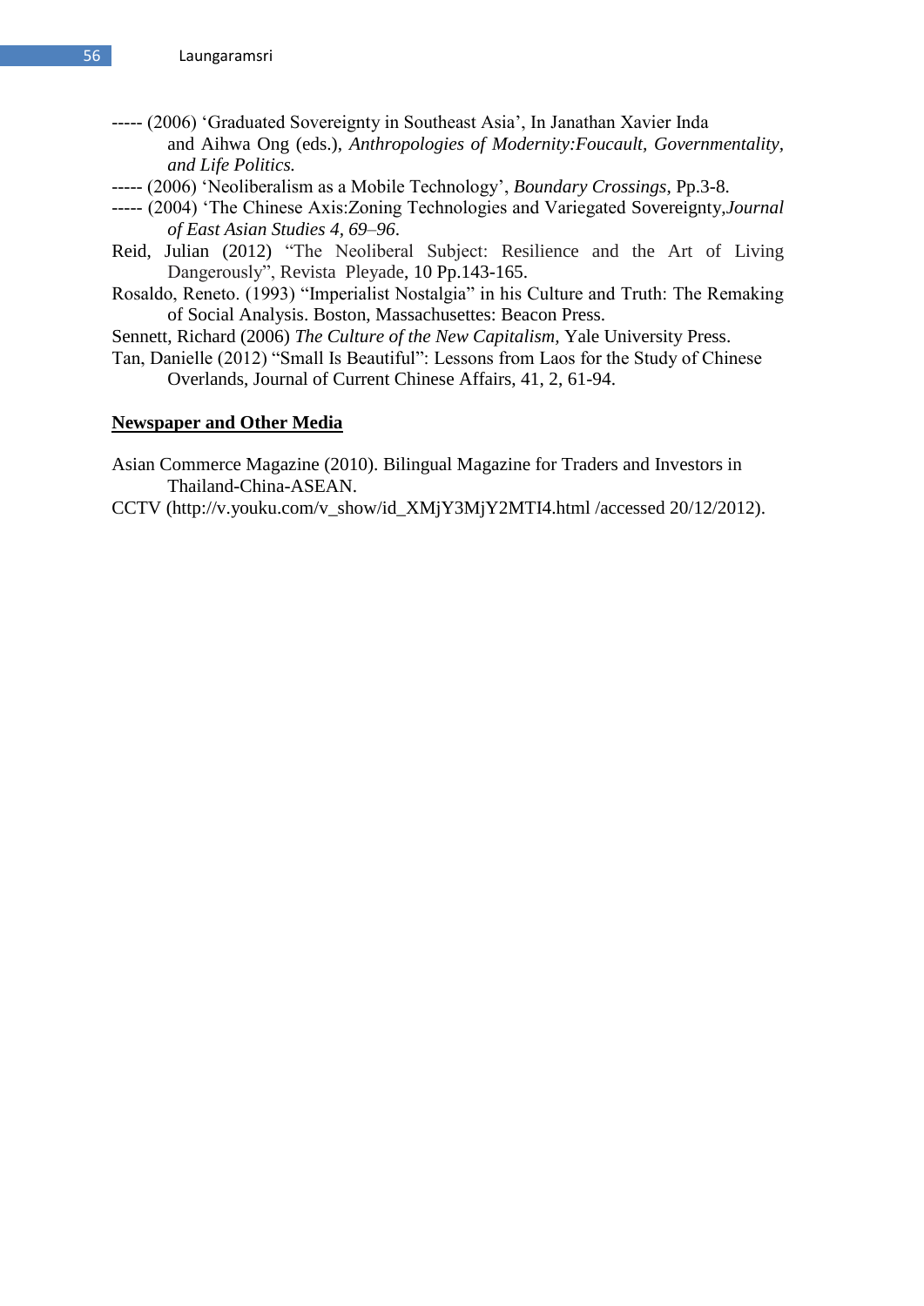----- (2006) 'Graduated Sovereignty in Southeast Asia', In Janathan Xavier Inda and Aihwa Ong (eds.), *Anthropologies of Modernity:Foucault, Governmentality, and Life Politics.*

----- (2006) 'Neoliberalism as a Mobile Technology', *Boundary Crossings*, Pp.3-8.

----- (2004) 'The Chinese Axis:Zoning Technologies and Variegated Sovereignty,*Journal of East Asian Studies 4, 69–96*.

Reid, Julian (2012) "The Neoliberal Subject: Resilience and the Art of Living Dangerously", Revista Pleyade, 10 Pp.143-165.

Rosaldo, Reneto. (1993) "Imperialist Nostalgia" in his Culture and Truth: The Remaking of Social Analysis. Boston, Massachusettes: Beacon Press.

Sennett, Richard (2006) *The Culture of the New Capitalism,* Yale University Press.

Tan, Danielle (2012) "Small Is Beautiful": Lessons from Laos for the Study of Chinese Overlands, Journal of Current Chinese Affairs, 41, 2, 61-94.

**Newspaper and Other Media**

Asian Commerce Magazine (2010). Bilingual Magazine for Traders and Investors in Thailand-China-ASEAN.

CCTV (http://v.youku.com/v_show/id_XMjY3MjY2MTI4.html /accessed 20/12/2012).